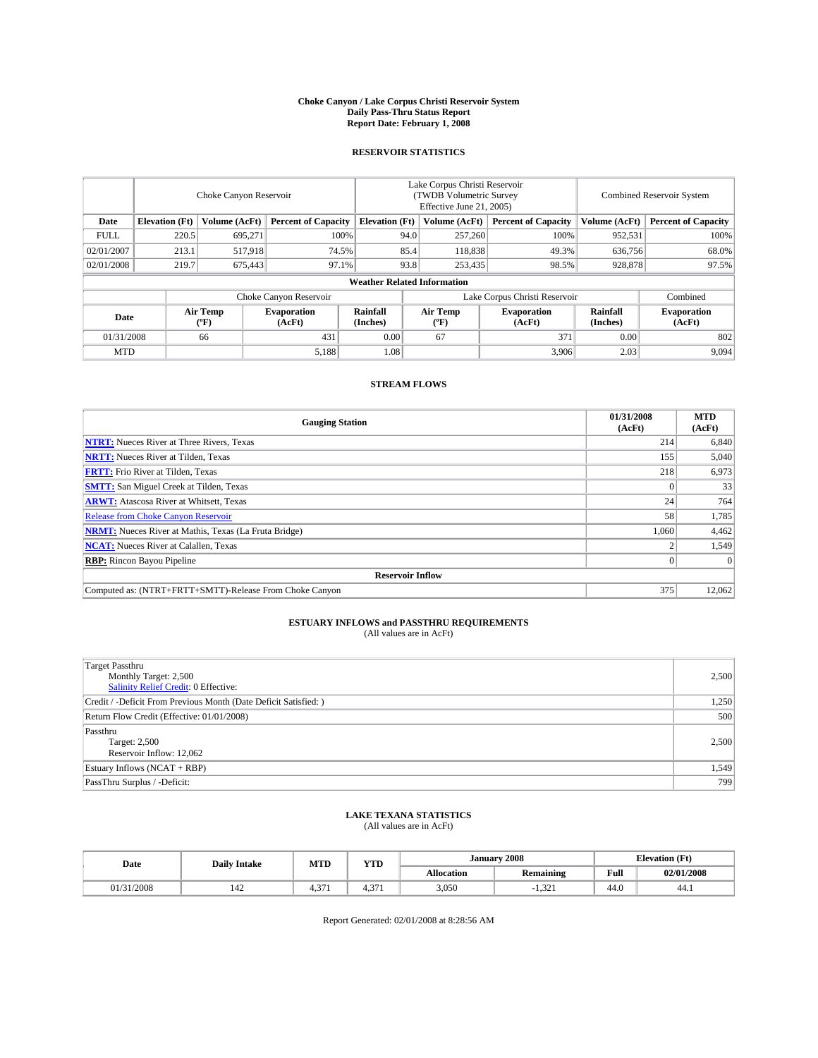# Choke Canyon / Lake Corpus Christi Reservoir System
## Daily Pass-Thru Status Report
### Report Date: February 1, 2008

## RESERVOIR STATISTICS

| | Choke Canyon Reservoir | | | Lake Corpus Christi Reservoir (TWDB Volumetric Survey Effective June 21, 2005) | | | Combined Reservoir System | |
|---|---|---|---|---|---|---|---|---|
| Date | Elevation (Ft) | Volume (AcFt) | Percent of Capacity | Elevation (Ft) | Volume (AcFt) | Percent of Capacity | Volume (AcFt) | Percent of Capacity |
| FULL | 220.5 | 695,271 | 100% | 94.0 | 257,260 | 100% | 952,531 | 100% |
| 02/01/2007 | 213.1 | 517,918 | 74.5% | 85.4 | 118,838 | 49.3% | 636,756 | 68.0% |
| 02/01/2008 | 219.7 | 675,443 | 97.1% | 93.8 | 253,435 | 98.5% | 928,878 | 97.5% |

**Weather Related Information**

| | Choke Canyon Reservoir | | | Lake Corpus Christi Reservoir | | | Combined |
|---|---|---|---|---|---|---|---|
| Date | Air Temp (ºF) | Evaporation (AcFt) | Rainfall (Inches) | Air Temp (ºF) | Evaporation (AcFt) | Rainfall (Inches) | Evaporation (AcFt) |
| 01/31/2008 | 66 | 431 | 0.00 | 67 | 371 | 0.00 | 802 |
| MTD | | 5,188 | 1.08 | | 3,906 | 2.03 | 9,094 |

## STREAM FLOWS

| Gauging Station | 01/31/2008 (AcFt) | MTD (AcFt) |
|---|---|---|
| **NTRT:** Nueces River at Three Rivers, Texas | 214 | 6,840 |
| **NRTT:** Nueces River at Tilden, Texas | 155 | 5,040 |
| **FRTT:** Frio River at Tilden, Texas | 218 | 6,973 |
| **SMTT:** San Miguel Creek at Tilden, Texas | 0 | 33 |
| **ARWT:** Atascosa River at Whitsett, Texas | 24 | 764 |
| Release from Choke Canyon Reservoir | 58 | 1,785 |
| **NRMT:** Nueces River at Mathis, Texas (La Fruta Bridge) | 1,060 | 4,462 |
| **NCAT:** Nueces River at Calallen, Texas | 2 | 1,549 |
| **RBP:** Rincon Bayou Pipeline | 0 | 0 |
| **Reservoir Inflow** | | |
| Computed as: (NTRT+FRTT+SMTT)-Release From Choke Canyon | 375 | 12,062 |

## ESTUARY INFLOWS and PASSTHRU REQUIREMENTS
(All values are in AcFt)

| | |
|---|---|
| Target Passthru<br>Monthly Target: 2,500<br>Salinity Relief Credit: 0 Effective: | 2,500 |
| Credit / -Deficit From Previous Month (Date Deficit Satisfied: ) | 1,250 |
| Return Flow Credit (Effective: 01/01/2008) | 500 |
| Passthru<br>Target: 2,500<br>Reservoir Inflow: 12,062 | 2,500 |
| Estuary Inflows (NCAT + RBP) | 1,549 |
| PassThru Surplus / -Deficit: | 799 |

## LAKE TEXANA STATISTICS
(All values are in AcFt)

| Date | Daily Intake | MTD | YTD | January 2008 | | Elevation (Ft) | |
|---|---|---|---|---|---|---|---|
| | | | | Allocation | Remaining | Full | 02/01/2008 |
| 01/31/2008 | 142 | 4,371 | 4,371 | 3,050 | -1,321 | 44.0 | 44.1 |

Report Generated: 02/01/2008 at 8:28:56 AM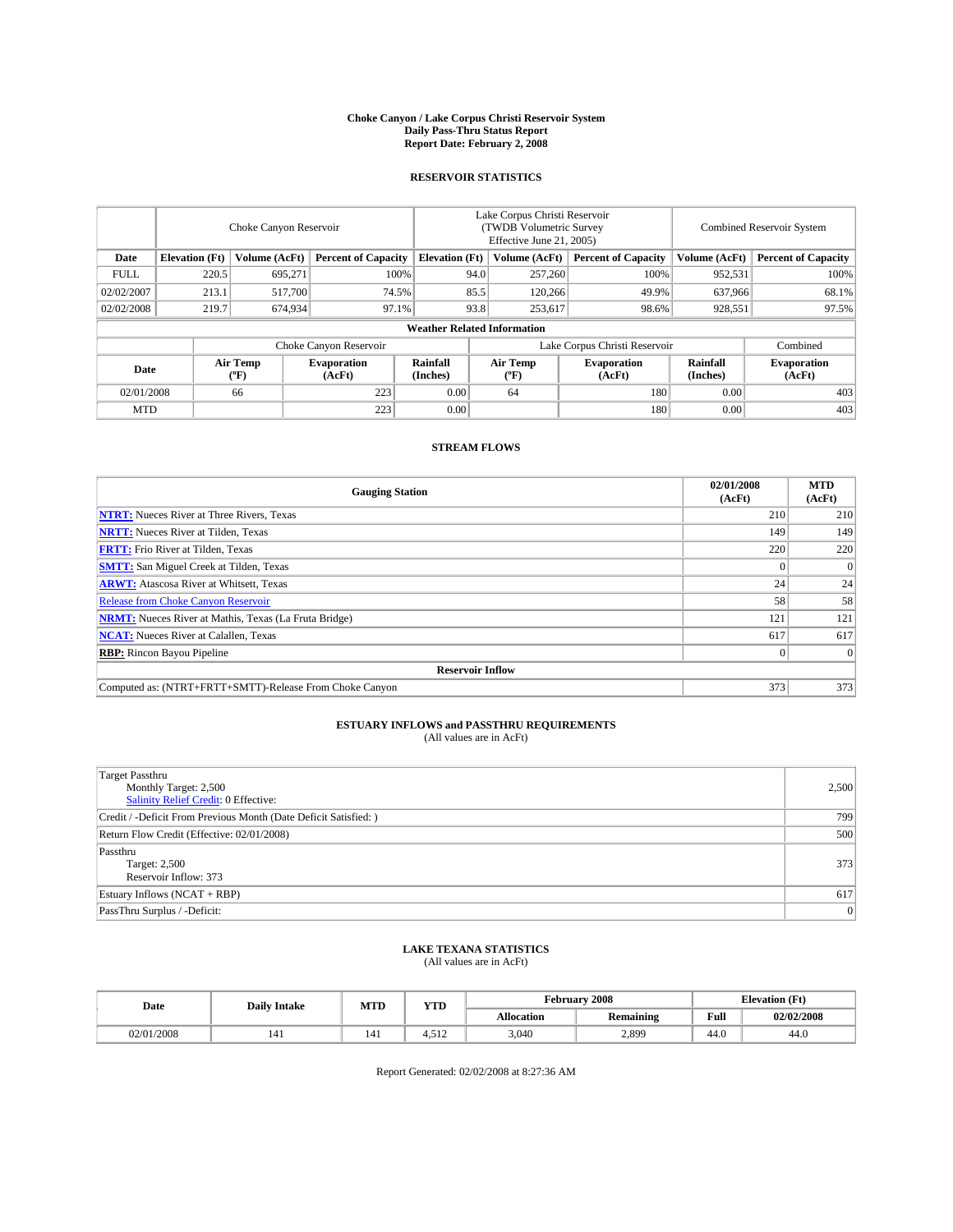# Choke Canyon / Lake Corpus Christi Reservoir System
## Daily Pass-Thru Status Report
## Report Date: February 2, 2008

### RESERVOIR STATISTICS

| | Choke Canyon Reservoir | | | Lake Corpus Christi Reservoir (TWDB Volumetric Survey Effective June 21, 2005) | | | Combined Reservoir System | |
|---|---|---|---|---|---|---|---|---|
| Date | Elevation (Ft) | Volume (AcFt) | Percent of Capacity | Elevation (Ft) | Volume (AcFt) | Percent of Capacity | Volume (AcFt) | Percent of Capacity |
| FULL | 220.5 | 695,271 | 100% | 94.0 | 257,260 | 100% | 952,531 | 100% |
| 02/02/2007 | 213.1 | 517,700 | 74.5% | 85.5 | 120,266 | 49.9% | 637,966 | 68.1% |
| 02/02/2008 | 219.7 | 674,934 | 97.1% | 93.8 | 253,617 | 98.6% | 928,551 | 97.5% |

**Weather Related Information**

| | Choke Canyon Reservoir | | | Lake Corpus Christi Reservoir | | | Combined |
|---|---|---|---|---|---|---|---|
| Date | Air Temp (ºF) | Evaporation (AcFt) | Rainfall (Inches) | Air Temp (ºF) | Evaporation (AcFt) | Rainfall (Inches) | Evaporation (AcFt) |
| 02/01/2008 | 66 | 223 | 0.00 | 64 | 180 | 0.00 | 403 |
| MTD | | 223 | 0.00 | | 180 | 0.00 | 403 |

### STREAM FLOWS

| Gauging Station | 02/01/2008 (AcFt) | MTD (AcFt) |
|---|---|---|
| **NTRT:** Nueces River at Three Rivers, Texas | 210 | 210 |
| **NRTT:** Nueces River at Tilden, Texas | 149 | 149 |
| **FRTT:** Frio River at Tilden, Texas | 220 | 220 |
| **SMTT:** San Miguel Creek at Tilden, Texas | 0 | 0 |
| **ARWT:** Atascosa River at Whitsett, Texas | 24 | 24 |
| Release from Choke Canyon Reservoir | 58 | 58 |
| **NRMT:** Nueces River at Mathis, Texas (La Fruta Bridge) | 121 | 121 |
| **NCAT:** Nueces River at Calallen, Texas | 617 | 617 |
| **RBP:** Rincon Bayou Pipeline | 0 | 0 |
| **Reservoir Inflow** | | |
| Computed as: (NTRT+FRTT+SMTT)-Release From Choke Canyon | 373 | 373 |

### ESTUARY INFLOWS and PASSTHRU REQUIREMENTS
(All values are in AcFt)

| | |
|---|---|
| Target Passthru<br>Monthly Target: 2,500<br>Salinity Relief Credit: 0 Effective: | 2,500 |
| Credit / -Deficit From Previous Month (Date Deficit Satisfied: ) | 799 |
| Return Flow Credit (Effective: 02/01/2008) | 500 |
| Passthru<br>Target: 2,500<br>Reservoir Inflow: 373 | 373 |
| Estuary Inflows (NCAT + RBP) | 617 |
| PassThru Surplus / -Deficit: | 0 |

### LAKE TEXANA STATISTICS
(All values are in AcFt)

| Date | Daily Intake | MTD | YTD | February 2008 | | Elevation (Ft) | |
|---|---|---|---|---|---|---|---|
| | | | | Allocation | Remaining | Full | 02/02/2008 |
| 02/01/2008 | 141 | 141 | 4,512 | 3,040 | 2,899 | 44.0 | 44.0 |

Report Generated: 02/02/2008 at 8:27:36 AM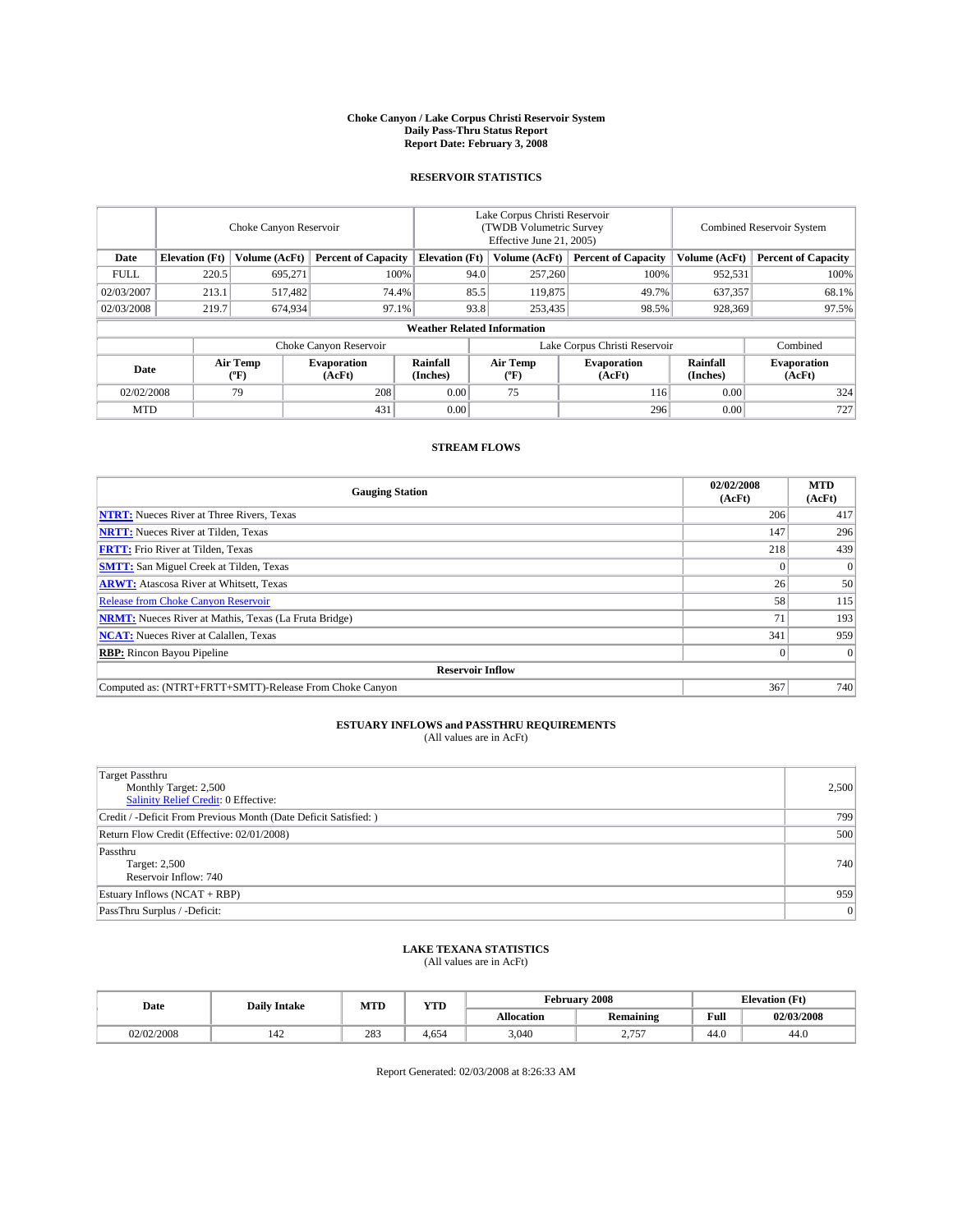**Choke Canyon / Lake Corpus Christi Reservoir System**
**Daily Pass-Thru Status Report**
**Report Date: February 3, 2008**

## RESERVOIR STATISTICS

| | Choke Canyon Reservoir | | | Lake Corpus Christi Reservoir (TWDB Volumetric Survey Effective June 21, 2005) | | | Combined Reservoir System | |
|---|---|---|---|---|---|---|---|---|
| **Date** | **Elevation (Ft)** | **Volume (AcFt)** | **Percent of Capacity** | **Elevation (Ft)** | **Volume (AcFt)** | **Percent of Capacity** | **Volume (AcFt)** | **Percent of Capacity** |
| FULL | 220.5 | 695,271 | 100% | 94.0 | 257,260 | 100% | 952,531 | 100% |
| 02/03/2007 | 213.1 | 517,482 | 74.4% | 85.5 | 119,875 | 49.7% | 637,357 | 68.1% |
| 02/03/2008 | 219.7 | 674,934 | 97.1% | 93.8 | 253,435 | 98.5% | 928,369 | 97.5% |

**Weather Related Information**

| | Choke Canyon Reservoir | | | Lake Corpus Christi Reservoir | | | Combined |
|---|---|---|---|---|---|---|---|
| **Date** | **Air Temp (ºF)** | **Evaporation (AcFt)** | **Rainfall (Inches)** | **Air Temp (ºF)** | **Evaporation (AcFt)** | **Rainfall (Inches)** | **Evaporation (AcFt)** |
| 02/02/2008 | 79 | 208 | 0.00 | 75 | 116 | 0.00 | 324 |
| MTD | | 431 | 0.00 | | 296 | 0.00 | 727 |

## STREAM FLOWS

| Gauging Station | 02/02/2008 (AcFt) | MTD (AcFt) |
|---|---|---|
| **NTRT:** Nueces River at Three Rivers, Texas | 206 | 417 |
| **NRTT:** Nueces River at Tilden, Texas | 147 | 296 |
| **FRTT:** Frio River at Tilden, Texas | 218 | 439 |
| **SMTT:** San Miguel Creek at Tilden, Texas | 0 | 0 |
| **ARWT:** Atascosa River at Whitsett, Texas | 26 | 50 |
| Release from Choke Canyon Reservoir | 58 | 115 |
| **NRMT:** Nueces River at Mathis, Texas (La Fruta Bridge) | 71 | 193 |
| **NCAT:** Nueces River at Calallen, Texas | 341 | 959 |
| **RBP:** Rincon Bayou Pipeline | 0 | 0 |
| **Reservoir Inflow** | | |
| Computed as: (NTRT+FRTT+SMTT)-Release From Choke Canyon | 367 | 740 |

## ESTUARY INFLOWS and PASSTHRU REQUIREMENTS
(All values are in AcFt)

| | |
|---|---|
| Target Passthru<br>Monthly Target: 2,500<br>Salinity Relief Credit: 0 Effective: | 2,500 |
| Credit / -Deficit From Previous Month (Date Deficit Satisfied: ) | 799 |
| Return Flow Credit (Effective: 02/01/2008) | 500 |
| Passthru<br>Target: 2,500<br>Reservoir Inflow: 740 | 740 |
| Estuary Inflows (NCAT + RBP) | 959 |
| PassThru Surplus / -Deficit: | 0 |

## LAKE TEXANA STATISTICS
(All values are in AcFt)

| Date | Daily Intake | MTD | YTD | February 2008 | | Elevation (Ft) | |
|---|---|---|---|---|---|---|---|
| | | | | **Allocation** | **Remaining** | **Full** | **02/03/2008** |
| 02/02/2008 | 142 | 283 | 4,654 | 3,040 | 2,757 | 44.0 | 44.0 |

Report Generated: 02/03/2008 at 8:26:33 AM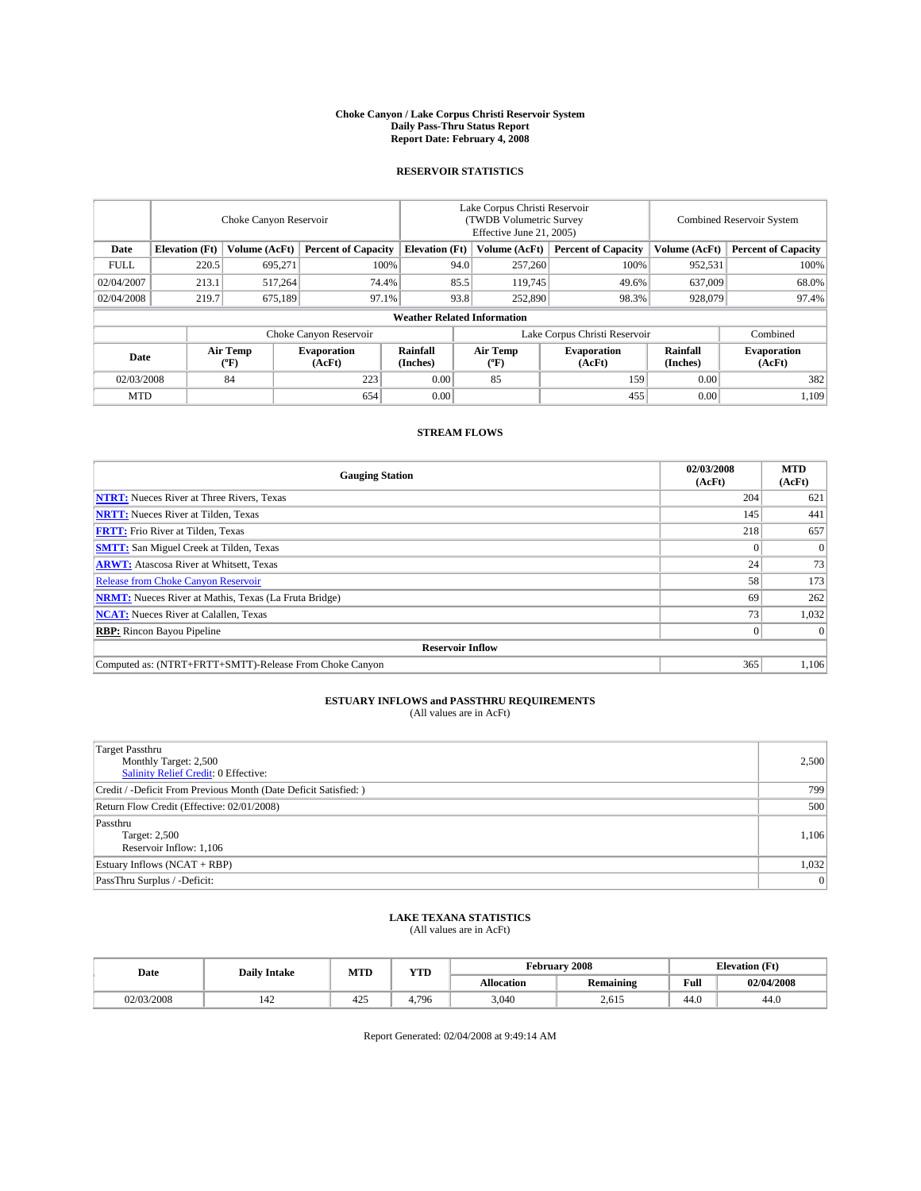**Choke Canyon / Lake Corpus Christi Reservoir System**
**Daily Pass-Thru Status Report**
**Report Date: February 4, 2008**

## RESERVOIR STATISTICS

| | Choke Canyon Reservoir | | | Lake Corpus Christi Reservoir (TWDB Volumetric Survey Effective June 21, 2005) | | | Combined Reservoir System | |
|---|---|---|---|---|---|---|---|---|
| **Date** | **Elevation (Ft)** | **Volume (AcFt)** | **Percent of Capacity** | **Elevation (Ft)** | **Volume (AcFt)** | **Percent of Capacity** | **Volume (AcFt)** | **Percent of Capacity** |
| FULL | 220.5 | 695,271 | 100% | 94.0 | 257,260 | 100% | 952,531 | 100% |
| 02/04/2007 | 213.1 | 517,264 | 74.4% | 85.5 | 119,745 | 49.6% | 637,009 | 68.0% |
| 02/04/2008 | 219.7 | 675,189 | 97.1% | 93.8 | 252,890 | 98.3% | 928,079 | 97.4% |

**Weather Related Information**

| | Choke Canyon Reservoir | | | Lake Corpus Christi Reservoir | | | Combined |
|---|---|---|---|---|---|---|---|
| **Date** | **Air Temp (°F)** | **Evaporation (AcFt)** | **Rainfall (Inches)** | **Air Temp (°F)** | **Evaporation (AcFt)** | **Rainfall (Inches)** | **Evaporation (AcFt)** |
| 02/03/2008 | 84 | 223 | 0.00 | 85 | 159 | 0.00 | 382 |
| MTD | | 654 | 0.00 | | 455 | 0.00 | 1,109 |

## STREAM FLOWS

| Gauging Station | 02/03/2008 (AcFt) | MTD (AcFt) |
|---|---|---|
| **NTRT:** Nueces River at Three Rivers, Texas | 204 | 621 |
| **NRTT:** Nueces River at Tilden, Texas | 145 | 441 |
| **FRTT:** Frio River at Tilden, Texas | 218 | 657 |
| **SMTT:** San Miguel Creek at Tilden, Texas | 0 | 0 |
| **ARWT:** Atascosa River at Whitsett, Texas | 24 | 73 |
| Release from Choke Canyon Reservoir | 58 | 173 |
| **NRMT:** Nueces River at Mathis, Texas (La Fruta Bridge) | 69 | 262 |
| **NCAT:** Nueces River at Calallen, Texas | 73 | 1,032 |
| **RBP:** Rincon Bayou Pipeline | 0 | 0 |
| **Reservoir Inflow** | | |
| Computed as: (NTRT+FRTT+SMTT)-Release From Choke Canyon | 365 | 1,106 |

## ESTUARY INFLOWS and PASSTHRU REQUIREMENTS

(All values are in AcFt)

| | |
|---|---|
| Target Passthru<br>Monthly Target: 2,500<br>Salinity Relief Credit: 0 Effective: | 2,500 |
| Credit / -Deficit From Previous Month (Date Deficit Satisfied: ) | 799 |
| Return Flow Credit (Effective: 02/01/2008) | 500 |
| Passthru<br>Target: 2,500<br>Reservoir Inflow: 1,106 | 1,106 |
| Estuary Inflows (NCAT + RBP) | 1,032 |
| PassThru Surplus / -Deficit: | 0 |

## LAKE TEXANA STATISTICS

(All values are in AcFt)

| Date | Daily Intake | MTD | YTD | February 2008 | | Elevation (Ft) | |
|---|---|---|---|---|---|---|---|
| | | | | **Allocation** | **Remaining** | **Full** | **02/04/2008** |
| 02/03/2008 | 142 | 425 | 4,796 | 3,040 | 2,615 | 44.0 | 44.0 |

Report Generated: 02/04/2008 at 9:49:14 AM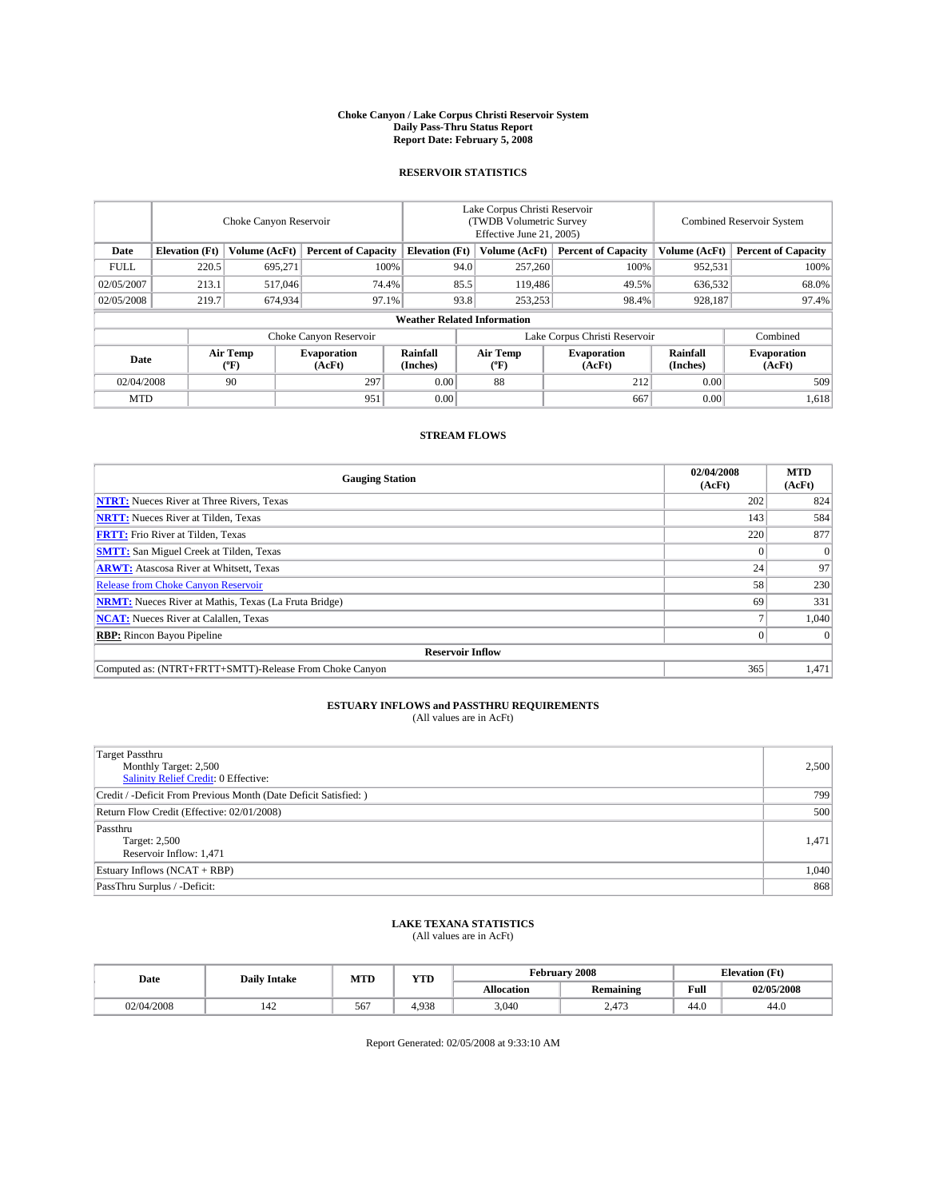# Choke Canyon / Lake Corpus Christi Reservoir System
## Daily Pass-Thru Status Report
### Report Date: February 5, 2008

## RESERVOIR STATISTICS

| | Choke Canyon Reservoir | | | Lake Corpus Christi Reservoir (TWDB Volumetric Survey Effective June 21, 2005) | | | Combined Reservoir System | |
|---|---|---|---|---|---|---|---|---|
| Date | Elevation (Ft) | Volume (AcFt) | Percent of Capacity | Elevation (Ft) | Volume (AcFt) | Percent of Capacity | Volume (AcFt) | Percent of Capacity |
| FULL | 220.5 | 695,271 | 100% | 94.0 | 257,260 | 100% | 952,531 | 100% |
| 02/05/2007 | 213.1 | 517,046 | 74.4% | 85.5 | 119,486 | 49.5% | 636,532 | 68.0% |
| 02/05/2008 | 219.7 | 674,934 | 97.1% | 93.8 | 253,253 | 98.4% | 928,187 | 97.4% |

### Weather Related Information

| | Choke Canyon Reservoir | | | Lake Corpus Christi Reservoir | | | Combined |
|---|---|---|---|---|---|---|---|
| Date | Air Temp (ºF) | Evaporation (AcFt) | Rainfall (Inches) | Air Temp (ºF) | Evaporation (AcFt) | Rainfall (Inches) | Evaporation (AcFt) |
| 02/04/2008 | 90 | 297 | 0.00 | 88 | 212 | 0.00 | 509 |
| MTD | | 951 | 0.00 | | 667 | 0.00 | 1,618 |

## STREAM FLOWS

| Gauging Station | 02/04/2008 (AcFt) | MTD (AcFt) |
|---|---|---|
| NTRT: Nueces River at Three Rivers, Texas | 202 | 824 |
| NRTT: Nueces River at Tilden, Texas | 143 | 584 |
| FRTT: Frio River at Tilden, Texas | 220 | 877 |
| SMTT: San Miguel Creek at Tilden, Texas | 0 | 0 |
| ARWT: Atascosa River at Whitsett, Texas | 24 | 97 |
| Release from Choke Canyon Reservoir | 58 | 230 |
| NRMT: Nueces River at Mathis, Texas (La Fruta Bridge) | 69 | 331 |
| NCAT: Nueces River at Calallen, Texas | 7 | 1,040 |
| RBP: Rincon Bayou Pipeline | 0 | 0 |
| **Reservoir Inflow** | | |
| Computed as: (NTRT+FRTT+SMTT)-Release From Choke Canyon | 365 | 1,471 |

## ESTUARY INFLOWS and PASSTHRU REQUIREMENTS
(All values are in AcFt)

| | |
|---|---|
| Target Passthru<br>Monthly Target: 2,500<br>Salinity Relief Credit: 0 Effective: | 2,500 |
| Credit / -Deficit From Previous Month (Date Deficit Satisfied: ) | 799 |
| Return Flow Credit (Effective: 02/01/2008) | 500 |
| Passthru<br>Target: 2,500<br>Reservoir Inflow: 1,471 | 1,471 |
| Estuary Inflows (NCAT + RBP) | 1,040 |
| PassThru Surplus / -Deficit: | 868 |

## LAKE TEXANA STATISTICS
(All values are in AcFt)

| Date | Daily Intake | MTD | YTD | February 2008 | | Elevation (Ft) | |
|---|---|---|---|---|---|---|---|
| | | | | Allocation | Remaining | Full | 02/05/2008 |
| 02/04/2008 | 142 | 567 | 4,938 | 3,040 | 2,473 | 44.0 | 44.0 |

Report Generated: 02/05/2008 at 9:33:10 AM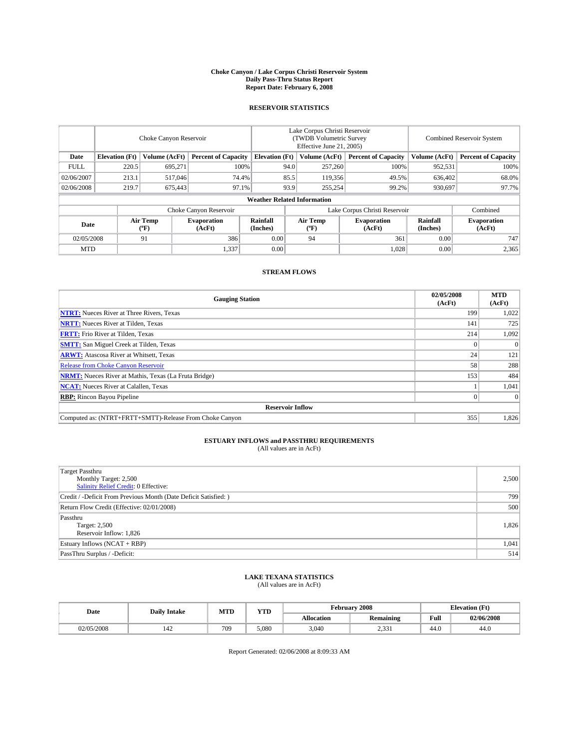# Choke Canyon / Lake Corpus Christi Reservoir System
## Daily Pass-Thru Status Report
### Report Date: February 6, 2008

## RESERVOIR STATISTICS

| | Choke Canyon Reservoir | | | Lake Corpus Christi Reservoir (TWDB Volumetric Survey Effective June 21, 2005) | | | Combined Reservoir System | |
|---|---|---|---|---|---|---|---|---|
| Date | Elevation (Ft) | Volume (AcFt) | Percent of Capacity | Elevation (Ft) | Volume (AcFt) | Percent of Capacity | Volume (AcFt) | Percent of Capacity |
| FULL | 220.5 | 695,271 | 100% | 94.0 | 257,260 | 100% | 952,531 | 100% |
| 02/06/2007 | 213.1 | 517,046 | 74.4% | 85.5 | 119,356 | 49.5% | 636,402 | 68.0% |
| 02/06/2008 | 219.7 | 675,443 | 97.1% | 93.9 | 255,254 | 99.2% | 930,697 | 97.7% |

**Weather Related Information**

| | Choke Canyon Reservoir | | | Lake Corpus Christi Reservoir | | | Combined |
|---|---|---|---|---|---|---|---|
| Date | Air Temp (°F) | Evaporation (AcFt) | Rainfall (Inches) | Air Temp (°F) | Evaporation (AcFt) | Rainfall (Inches) | Evaporation (AcFt) |
| 02/05/2008 | 91 | 386 | 0.00 | 94 | 361 | 0.00 | 747 |
| MTD | | 1,337 | 0.00 | | 1,028 | 0.00 | 2,365 |

## STREAM FLOWS

| Gauging Station | 02/05/2008 (AcFt) | MTD (AcFt) |
|---|---|---|
| **NTRT:** Nueces River at Three Rivers, Texas | 199 | 1,022 |
| **NRTT:** Nueces River at Tilden, Texas | 141 | 725 |
| **FRTT:** Frio River at Tilden, Texas | 214 | 1,092 |
| **SMTT:** San Miguel Creek at Tilden, Texas | 0 | 0 |
| **ARWT:** Atascosa River at Whitsett, Texas | 24 | 121 |
| Release from Choke Canyon Reservoir | 58 | 288 |
| **NRMT:** Nueces River at Mathis, Texas (La Fruta Bridge) | 153 | 484 |
| **NCAT:** Nueces River at Calallen, Texas | 1 | 1,041 |
| **RBP:** Rincon Bayou Pipeline | 0 | 0 |
| **Reservoir Inflow** | | |
| Computed as: (NTRT+FRTT+SMTT)-Release From Choke Canyon | 355 | 1,826 |

## ESTUARY INFLOWS and PASSTHRU REQUIREMENTS
(All values are in AcFt)

| | |
|---|---|
| Target Passthru<br>Monthly Target: 2,500<br>Salinity Relief Credit: 0 Effective: | 2,500 |
| Credit / -Deficit From Previous Month (Date Deficit Satisfied: ) | 799 |
| Return Flow Credit (Effective: 02/01/2008) | 500 |
| Passthru<br>Target: 2,500<br>Reservoir Inflow: 1,826 | 1,826 |
| Estuary Inflows (NCAT + RBP) | 1,041 |
| PassThru Surplus / -Deficit: | 514 |

## LAKE TEXANA STATISTICS
(All values are in AcFt)

| Date | Daily Intake | MTD | YTD | February 2008 | | Elevation (Ft) | |
|---|---|---|---|---|---|---|---|
| | | | | Allocation | Remaining | Full | 02/06/2008 |
| 02/05/2008 | 142 | 709 | 5,080 | 3,040 | 2,331 | 44.0 | 44.0 |

Report Generated: 02/06/2008 at 8:09:33 AM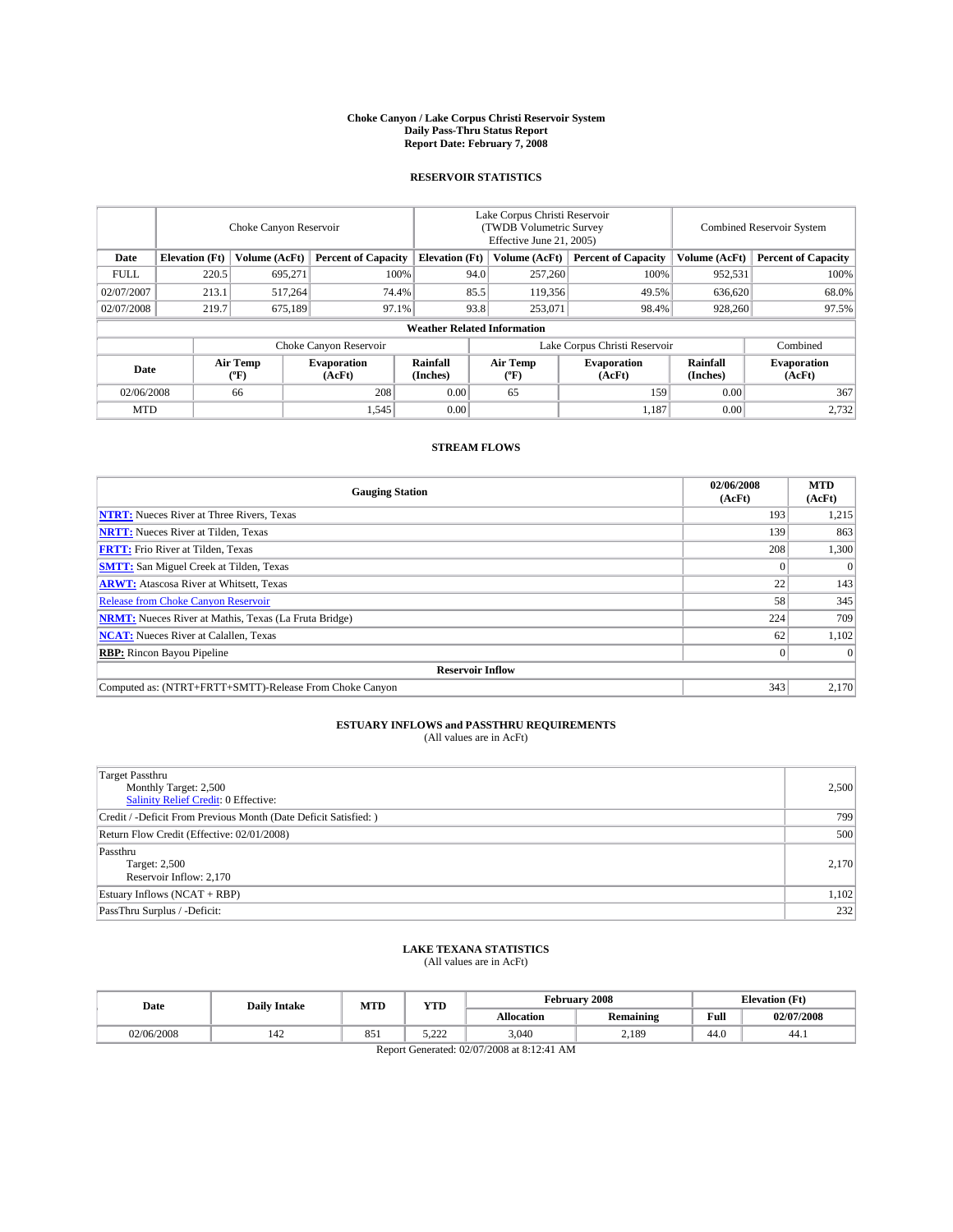# Choke Canyon / Lake Corpus Christi Reservoir System
## Daily Pass-Thru Status Report
### Report Date: February 7, 2008

## RESERVOIR STATISTICS

| | Choke Canyon Reservoir | | | Lake Corpus Christi Reservoir (TWDB Volumetric Survey Effective June 21, 2005) | | | Combined Reservoir System | |
|---|---|---|---|---|---|---|---|---|
| Date | Elevation (Ft) | Volume (AcFt) | Percent of Capacity | Elevation (Ft) | Volume (AcFt) | Percent of Capacity | Volume (AcFt) | Percent of Capacity |
| FULL | 220.5 | 695,271 | 100% | 94.0 | 257,260 | 100% | 952,531 | 100% |
| 02/07/2007 | 213.1 | 517,264 | 74.4% | 85.5 | 119,356 | 49.5% | 636,620 | 68.0% |
| 02/07/2008 | 219.7 | 675,189 | 97.1% | 93.8 | 253,071 | 98.4% | 928,260 | 97.5% |

**Weather Related Information**

| | Choke Canyon Reservoir | | | Lake Corpus Christi Reservoir | | | Combined |
|---|---|---|---|---|---|---|---|
| Date | Air Temp (°F) | Evaporation (AcFt) | Rainfall (Inches) | Air Temp (°F) | Evaporation (AcFt) | Rainfall (Inches) | Evaporation (AcFt) |
| 02/06/2008 | 66 | 208 | 0.00 | 65 | 159 | 0.00 | 367 |
| MTD | | 1,545 | 0.00 | | 1,187 | 0.00 | 2,732 |

## STREAM FLOWS

| Gauging Station | 02/06/2008 (AcFt) | MTD (AcFt) |
|---|---|---|
| **NTRT:** Nueces River at Three Rivers, Texas | 193 | 1,215 |
| **NRTT:** Nueces River at Tilden, Texas | 139 | 863 |
| **FRTT:** Frio River at Tilden, Texas | 208 | 1,300 |
| **SMTT:** San Miguel Creek at Tilden, Texas | 0 | 0 |
| **ARWT:** Atascosa River at Whitsett, Texas | 22 | 143 |
| Release from Choke Canyon Reservoir | 58 | 345 |
| **NRMT:** Nueces River at Mathis, Texas (La Fruta Bridge) | 224 | 709 |
| **NCAT:** Nueces River at Calallen, Texas | 62 | 1,102 |
| **RBP:** Rincon Bayou Pipeline | 0 | 0 |
| **Reservoir Inflow** | | |
| Computed as: (NTRT+FRTT+SMTT)-Release From Choke Canyon | 343 | 2,170 |

## ESTUARY INFLOWS and PASSTHRU REQUIREMENTS
(All values are in AcFt)

| | |
|---|---|
| Target Passthru<br>Monthly Target: 2,500<br>Salinity Relief Credit: 0 Effective: | 2,500 |
| Credit / -Deficit From Previous Month (Date Deficit Satisfied: ) | 799 |
| Return Flow Credit (Effective: 02/01/2008) | 500 |
| Passthru<br>Target: 2,500<br>Reservoir Inflow: 2,170 | 2,170 |
| Estuary Inflows (NCAT + RBP) | 1,102 |
| PassThru Surplus / -Deficit: | 232 |

## LAKE TEXANA STATISTICS
(All values are in AcFt)

| Date | Daily Intake | MTD | YTD | February 2008 | | Elevation (Ft) | |
|---|---|---|---|---|---|---|---|
| | | | | Allocation | Remaining | Full | 02/07/2008 |
| 02/06/2008 | 142 | 851 | 5,222 | 3,040 | 2,189 | 44.0 | 44.1 |

Report Generated: 02/07/2008 at 8:12:41 AM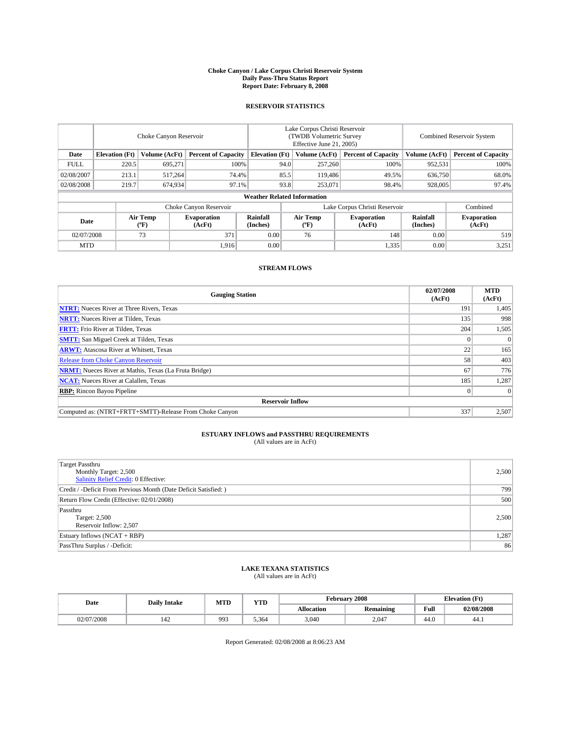# Choke Canyon / Lake Corpus Christi Reservoir System
## Daily Pass-Thru Status Report
## Report Date: February 8, 2008

### RESERVOIR STATISTICS

| | Choke Canyon Reservoir | | | Lake Corpus Christi Reservoir (TWDB Volumetric Survey Effective June 21, 2005) | | | Combined Reservoir System | |
|---|---|---|---|---|---|---|---|---|
| Date | Elevation (Ft) | Volume (AcFt) | Percent of Capacity | Elevation (Ft) | Volume (AcFt) | Percent of Capacity | Volume (AcFt) | Percent of Capacity |
| FULL | 220.5 | 695,271 | 100% | 94.0 | 257,260 | 100% | 952,531 | 100% |
| 02/08/2007 | 213.1 | 517,264 | 74.4% | 85.5 | 119,486 | 49.5% | 636,750 | 68.0% |
| 02/08/2008 | 219.7 | 674,934 | 97.1% | 93.8 | 253,071 | 98.4% | 928,005 | 97.4% |

**Weather Related Information**

| | Choke Canyon Reservoir | | | Lake Corpus Christi Reservoir | | | Combined |
|---|---|---|---|---|---|---|---|
| Date | Air Temp (ºF) | Evaporation (AcFt) | Rainfall (Inches) | Air Temp (ºF) | Evaporation (AcFt) | Rainfall (Inches) | Evaporation (AcFt) |
| 02/07/2008 | 73 | 371 | 0.00 | 76 | 148 | 0.00 | 519 |
| MTD | | 1,916 | 0.00 | | 1,335 | 0.00 | 3,251 |

### STREAM FLOWS

| Gauging Station | 02/07/2008 (AcFt) | MTD (AcFt) |
|---|---|---|
| **NTRT:** Nueces River at Three Rivers, Texas | 191 | 1,405 |
| **NRTT:** Nueces River at Tilden, Texas | 135 | 998 |
| **FRTT:** Frio River at Tilden, Texas | 204 | 1,505 |
| **SMTT:** San Miguel Creek at Tilden, Texas | 0 | 0 |
| **ARWT:** Atascosa River at Whitsett, Texas | 22 | 165 |
| Release from Choke Canyon Reservoir | 58 | 403 |
| **NRMT:** Nueces River at Mathis, Texas (La Fruta Bridge) | 67 | 776 |
| **NCAT:** Nueces River at Calallen, Texas | 185 | 1,287 |
| **RBP:** Rincon Bayou Pipeline | 0 | 0 |
| **Reservoir Inflow** | | |
| Computed as: (NTRT+FRTT+SMTT)-Release From Choke Canyon | 337 | 2,507 |

### ESTUARY INFLOWS and PASSTHRU REQUIREMENTS
(All values are in AcFt)

| | |
|---|---|
| Target Passthru<br>Monthly Target: 2,500<br>Salinity Relief Credit: 0 Effective: | 2,500 |
| Credit / -Deficit From Previous Month (Date Deficit Satisfied: ) | 799 |
| Return Flow Credit (Effective: 02/01/2008) | 500 |
| Passthru<br>Target: 2,500<br>Reservoir Inflow: 2,507 | 2,500 |
| Estuary Inflows (NCAT + RBP) | 1,287 |
| PassThru Surplus / -Deficit: | 86 |

### LAKE TEXANA STATISTICS
(All values are in AcFt)

| Date | Daily Intake | MTD | YTD | February 2008 | | Elevation (Ft) | |
|---|---|---|---|---|---|---|---|
| | | | | Allocation | Remaining | Full | 02/08/2008 |
| 02/07/2008 | 142 | 993 | 5,364 | 3,040 | 2,047 | 44.0 | 44.1 |

Report Generated: 02/08/2008 at 8:06:23 AM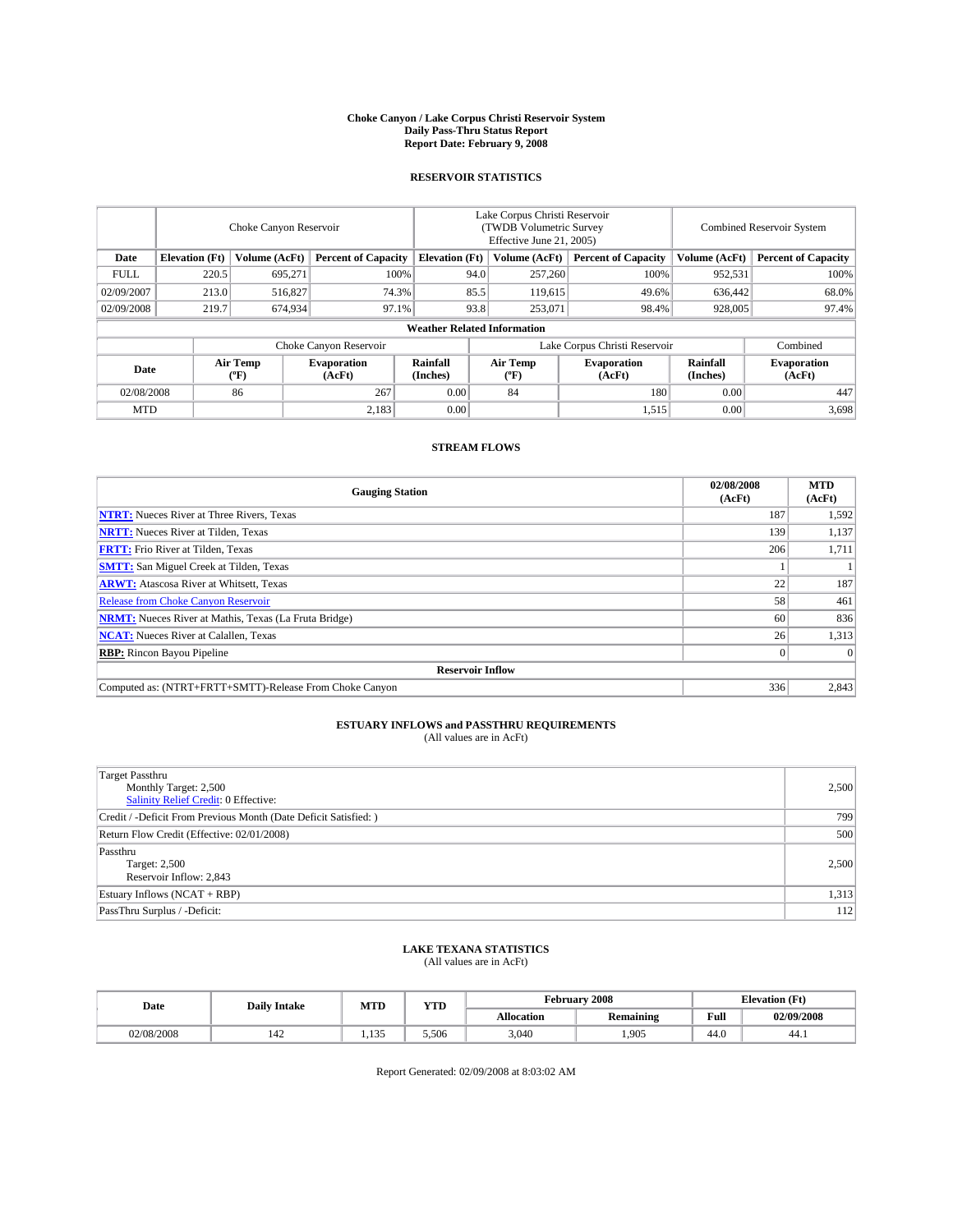# Choke Canyon / Lake Corpus Christi Reservoir System
## Daily Pass-Thru Status Report
### Report Date: February 9, 2008

## RESERVOIR STATISTICS

| | Choke Canyon Reservoir | | | Lake Corpus Christi Reservoir (TWDB Volumetric Survey Effective June 21, 2005) | | | Combined Reservoir System | |
|---|---|---|---|---|---|---|---|---|
| Date | Elevation (Ft) | Volume (AcFt) | Percent of Capacity | Elevation (Ft) | Volume (AcFt) | Percent of Capacity | Volume (AcFt) | Percent of Capacity |
| FULL | 220.5 | 695,271 | 100% | 94.0 | 257,260 | 100% | 952,531 | 100% |
| 02/09/2007 | 213.0 | 516,827 | 74.3% | 85.5 | 119,615 | 49.6% | 636,442 | 68.0% |
| 02/09/2008 | 219.7 | 674,934 | 97.1% | 93.8 | 253,071 | 98.4% | 928,005 | 97.4% |

**Weather Related Information**

| | Choke Canyon Reservoir | | | Lake Corpus Christi Reservoir | | | Combined |
|---|---|---|---|---|---|---|---|
| Date | Air Temp (ºF) | Evaporation (AcFt) | Rainfall (Inches) | Air Temp (ºF) | Evaporation (AcFt) | Rainfall (Inches) | Evaporation (AcFt) |
| 02/08/2008 | 86 | 267 | 0.00 | 84 | 180 | 0.00 | 447 |
| MTD | | 2,183 | 0.00 | | 1,515 | 0.00 | 3,698 |

## STREAM FLOWS

| Gauging Station | 02/08/2008 (AcFt) | MTD (AcFt) |
|---|---|---|
| **NTRT:** Nueces River at Three Rivers, Texas | 187 | 1,592 |
| **NRTT:** Nueces River at Tilden, Texas | 139 | 1,137 |
| **FRTT:** Frio River at Tilden, Texas | 206 | 1,711 |
| **SMTT:** San Miguel Creek at Tilden, Texas | 1 | 1 |
| **ARWT:** Atascosa River at Whitsett, Texas | 22 | 187 |
| Release from Choke Canyon Reservoir | 58 | 461 |
| **NRMT:** Nueces River at Mathis, Texas (La Fruta Bridge) | 60 | 836 |
| **NCAT:** Nueces River at Calallen, Texas | 26 | 1,313 |
| **RBP:** Rincon Bayou Pipeline | 0 | 0 |
| **Reservoir Inflow** | | |
| Computed as: (NTRT+FRTT+SMTT)-Release From Choke Canyon | 336 | 2,843 |

## ESTUARY INFLOWS and PASSTHRU REQUIREMENTS
(All values are in AcFt)

| | |
|---|---|
| Target Passthru<br>Monthly Target: 2,500<br>Salinity Relief Credit: 0 Effective: | 2,500 |
| Credit / -Deficit From Previous Month (Date Deficit Satisfied: ) | 799 |
| Return Flow Credit (Effective: 02/01/2008) | 500 |
| Passthru<br>Target: 2,500<br>Reservoir Inflow: 2,843 | 2,500 |
| Estuary Inflows (NCAT + RBP) | 1,313 |
| PassThru Surplus / -Deficit: | 112 |

## LAKE TEXANA STATISTICS
(All values are in AcFt)

| Date | Daily Intake | MTD | YTD | February 2008 | | Elevation (Ft) | |
|---|---|---|---|---|---|---|---|
| | | | | Allocation | Remaining | Full | 02/09/2008 |
| 02/08/2008 | 142 | 1,135 | 5,506 | 3,040 | 1,905 | 44.0 | 44.1 |

Report Generated: 02/09/2008 at 8:03:02 AM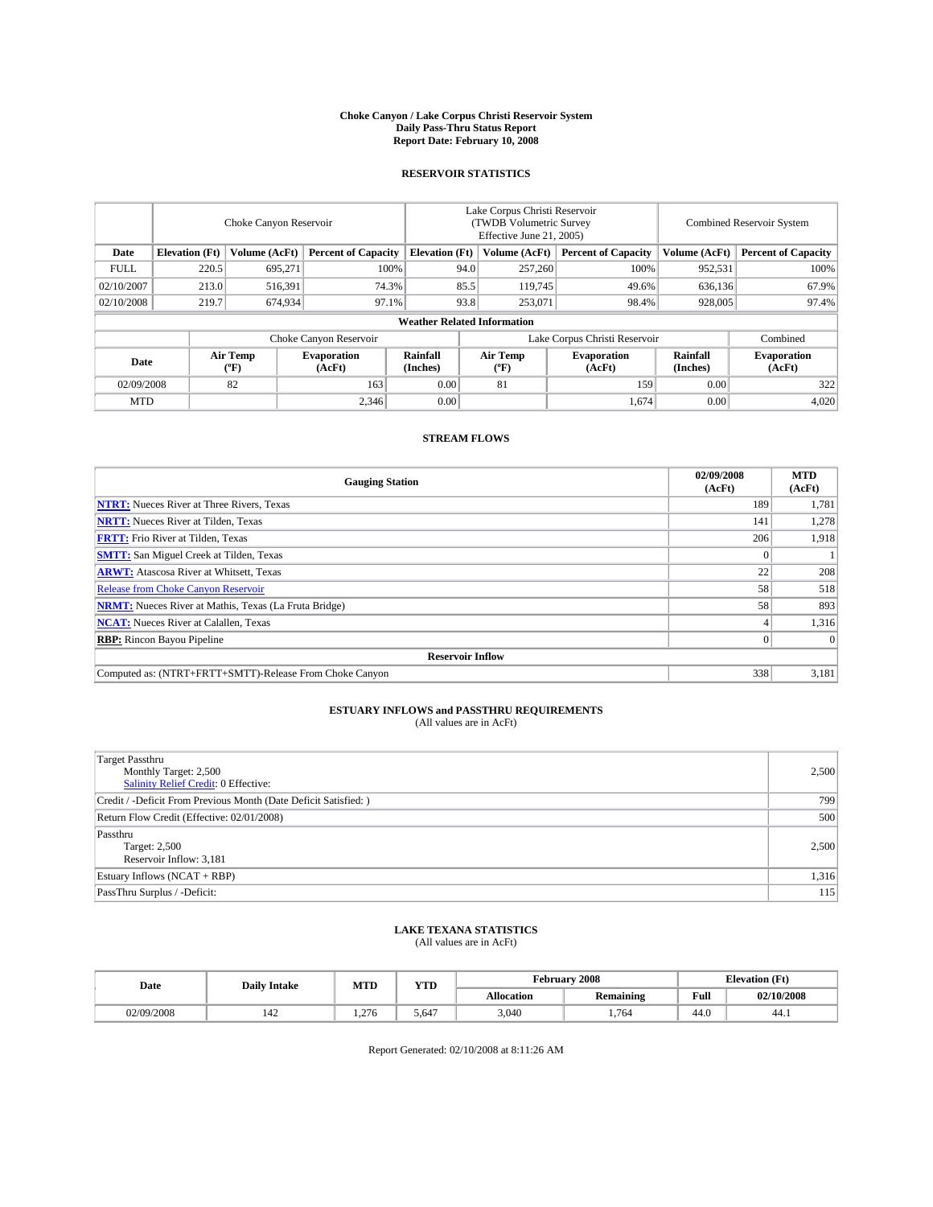# Choke Canyon / Lake Corpus Christi Reservoir System
## Daily Pass-Thru Status Report
## Report Date: February 10, 2008

### RESERVOIR STATISTICS

| | Choke Canyon Reservoir | | | Lake Corpus Christi Reservoir (TWDB Volumetric Survey Effective June 21, 2005) | | | Combined Reservoir System | |
|---|---|---|---|---|---|---|---|---|
| Date | Elevation (Ft) | Volume (AcFt) | Percent of Capacity | Elevation (Ft) | Volume (AcFt) | Percent of Capacity | Volume (AcFt) | Percent of Capacity |
| FULL | 220.5 | 695,271 | 100% | 94.0 | 257,260 | 100% | 952,531 | 100% |
| 02/10/2007 | 213.0 | 516,391 | 74.3% | 85.5 | 119,745 | 49.6% | 636,136 | 67.9% |
| 02/10/2008 | 219.7 | 674,934 | 97.1% | 93.8 | 253,071 | 98.4% | 928,005 | 97.4% |

**Weather Related Information**

| | Choke Canyon Reservoir | | | Lake Corpus Christi Reservoir | | | Combined |
|---|---|---|---|---|---|---|---|
| Date | Air Temp (°F) | Evaporation (AcFt) | Rainfall (Inches) | Air Temp (°F) | Evaporation (AcFt) | Rainfall (Inches) | Evaporation (AcFt) |
| 02/09/2008 | 82 | 163 | 0.00 | 81 | 159 | 0.00 | 322 |
| MTD | | 2,346 | 0.00 | | 1,674 | 0.00 | 4,020 |

### STREAM FLOWS

| Gauging Station | 02/09/2008 (AcFt) | MTD (AcFt) |
|---|---|---|
| **NTRT:** Nueces River at Three Rivers, Texas | 189 | 1,781 |
| **NRTT:** Nueces River at Tilden, Texas | 141 | 1,278 |
| **FRTT:** Frio River at Tilden, Texas | 206 | 1,918 |
| **SMTT:** San Miguel Creek at Tilden, Texas | 0 | 1 |
| **ARWT:** Atascosa River at Whitsett, Texas | 22 | 208 |
| Release from Choke Canyon Reservoir | 58 | 518 |
| **NRMT:** Nueces River at Mathis, Texas (La Fruta Bridge) | 58 | 893 |
| **NCAT:** Nueces River at Calallen, Texas | 4 | 1,316 |
| **RBP:** Rincon Bayou Pipeline | 0 | 0 |
| **Reservoir Inflow** | | |
| Computed as: (NTRT+FRTT+SMTT)-Release From Choke Canyon | 338 | 3,181 |

### ESTUARY INFLOWS and PASSTHRU REQUIREMENTS
(All values are in AcFt)

| | |
|---|---|
| Target Passthru<br>Monthly Target: 2,500<br>Salinity Relief Credit: 0 Effective: | 2,500 |
| Credit / -Deficit From Previous Month (Date Deficit Satisfied: ) | 799 |
| Return Flow Credit (Effective: 02/01/2008) | 500 |
| Passthru<br>Target: 2,500<br>Reservoir Inflow: 3,181 | 2,500 |
| Estuary Inflows (NCAT + RBP) | 1,316 |
| PassThru Surplus / -Deficit: | 115 |

### LAKE TEXANA STATISTICS
(All values are in AcFt)

| Date | Daily Intake | MTD | YTD | February 2008 | | Elevation (Ft) | |
|---|---|---|---|---|---|---|---|
| | | | | Allocation | Remaining | Full | 02/10/2008 |
| 02/09/2008 | 142 | 1,276 | 5,647 | 3,040 | 1,764 | 44.0 | 44.1 |

Report Generated: 02/10/2008 at 8:11:26 AM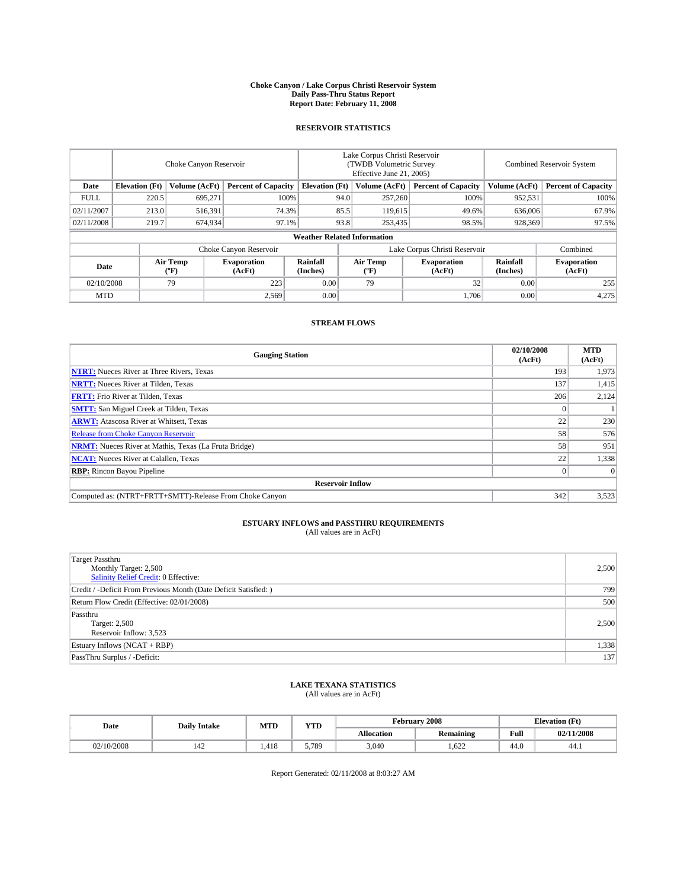# Choke Canyon / Lake Corpus Christi Reservoir System
## Daily Pass-Thru Status Report
### Report Date: February 11, 2008

## RESERVOIR STATISTICS

| | Choke Canyon Reservoir | | | Lake Corpus Christi Reservoir (TWDB Volumetric Survey Effective June 21, 2005) | | | Combined Reservoir System | |
|---|---|---|---|---|---|---|---|---|
| Date | Elevation (Ft) | Volume (AcFt) | Percent of Capacity | Elevation (Ft) | Volume (AcFt) | Percent of Capacity | Volume (AcFt) | Percent of Capacity |
| FULL | 220.5 | 695,271 | 100% | 94.0 | 257,260 | 100% | 952,531 | 100% |
| 02/11/2007 | 213.0 | 516,391 | 74.3% | 85.5 | 119,615 | 49.6% | 636,006 | 67.9% |
| 02/11/2008 | 219.7 | 674,934 | 97.1% | 93.8 | 253,435 | 98.5% | 928,369 | 97.5% |

**Weather Related Information**

| | Choke Canyon Reservoir | | | Lake Corpus Christi Reservoir | | | Combined |
|---|---|---|---|---|---|---|---|
| Date | Air Temp (°F) | Evaporation (AcFt) | Rainfall (Inches) | Air Temp (°F) | Evaporation (AcFt) | Rainfall (Inches) | Evaporation (AcFt) |
| 02/10/2008 | 79 | 223 | 0.00 | 79 | 32 | 0.00 | 255 |
| MTD | | 2,569 | 0.00 | | 1,706 | 0.00 | 4,275 |

## STREAM FLOWS

| Gauging Station | 02/10/2008 (AcFt) | MTD (AcFt) |
|---|---|---|
| **NTRT:** Nueces River at Three Rivers, Texas | 193 | 1,973 |
| **NRTT:** Nueces River at Tilden, Texas | 137 | 1,415 |
| **FRTT:** Frio River at Tilden, Texas | 206 | 2,124 |
| **SMTT:** San Miguel Creek at Tilden, Texas | 0 | 1 |
| **ARWT:** Atascosa River at Whitsett, Texas | 22 | 230 |
| Release from Choke Canyon Reservoir | 58 | 576 |
| **NRMT:** Nueces River at Mathis, Texas (La Fruta Bridge) | 58 | 951 |
| **NCAT:** Nueces River at Calallen, Texas | 22 | 1,338 |
| **RBP:** Rincon Bayou Pipeline | 0 | 0 |
| **Reservoir Inflow** | | |
| Computed as: (NTRT+FRTT+SMTT)-Release From Choke Canyon | 342 | 3,523 |

## ESTUARY INFLOWS and PASSTHRU REQUIREMENTS
(All values are in AcFt)

| | |
|---|---|
| Target Passthru<br>Monthly Target: 2,500<br>Salinity Relief Credit: 0 Effective: | 2,500 |
| Credit / -Deficit From Previous Month (Date Deficit Satisfied: ) | 799 |
| Return Flow Credit (Effective: 02/01/2008) | 500 |
| Passthru<br>Target: 2,500<br>Reservoir Inflow: 3,523 | 2,500 |
| Estuary Inflows (NCAT + RBP) | 1,338 |
| PassThru Surplus / -Deficit: | 137 |

## LAKE TEXANA STATISTICS
(All values are in AcFt)

| Date | Daily Intake | MTD | YTD | February 2008 | | Elevation (Ft) | |
|---|---|---|---|---|---|---|---|
| | | | | Allocation | Remaining | Full | 02/11/2008 |
| 02/10/2008 | 142 | 1,418 | 5,789 | 3,040 | 1,622 | 44.0 | 44.1 |

Report Generated: 02/11/2008 at 8:03:27 AM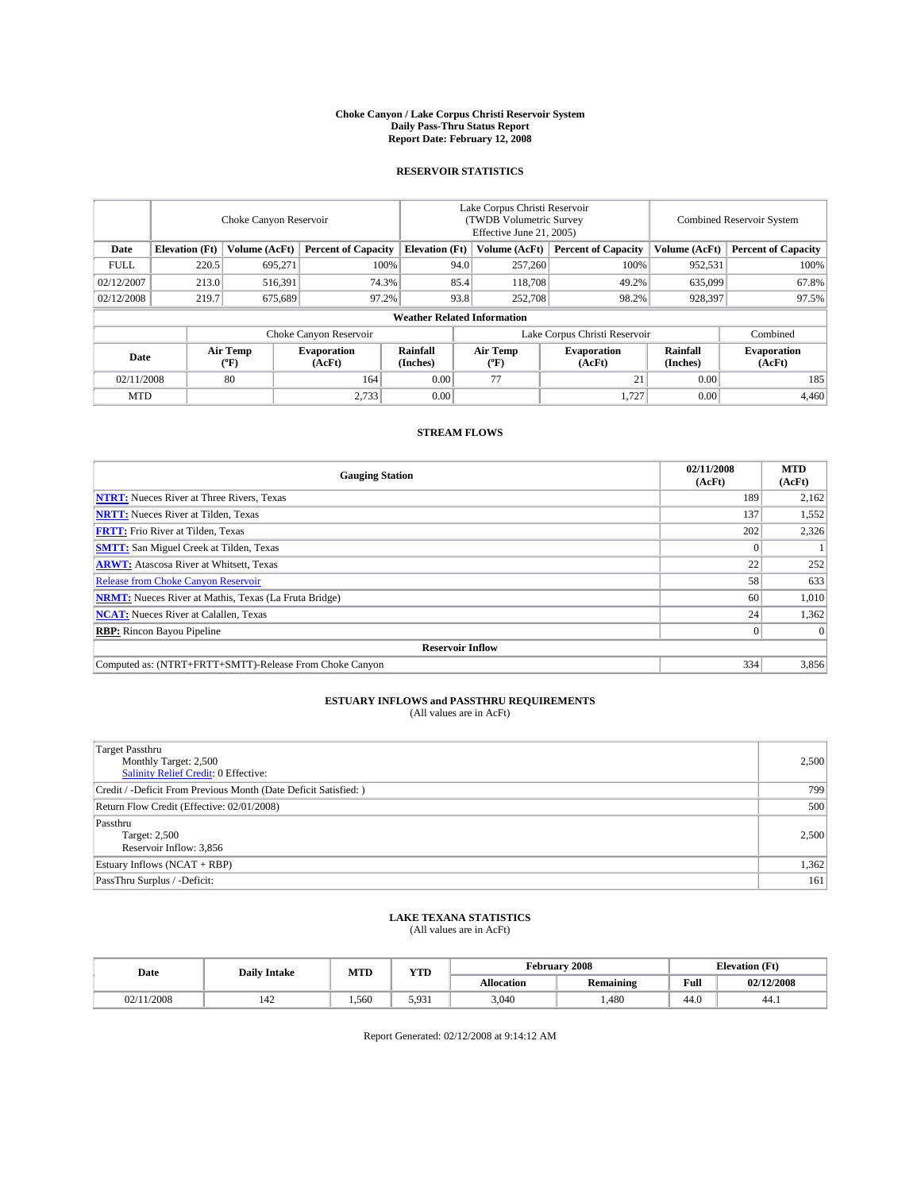# Choke Canyon / Lake Corpus Christi Reservoir System
## Daily Pass-Thru Status Report
### Report Date: February 12, 2008

## RESERVOIR STATISTICS

| | Choke Canyon Reservoir | | | Lake Corpus Christi Reservoir (TWDB Volumetric Survey Effective June 21, 2005) | | | Combined Reservoir System | |
|---|---|---|---|---|---|---|---|---|
| **Date** | **Elevation (Ft)** | **Volume (AcFt)** | **Percent of Capacity** | **Elevation (Ft)** | **Volume (AcFt)** | **Percent of Capacity** | **Volume (AcFt)** | **Percent of Capacity** |
| FULL | 220.5 | 695,271 | 100% | 94.0 | 257,260 | 100% | 952,531 | 100% |
| 02/12/2007 | 213.0 | 516,391 | 74.3% | 85.4 | 118,708 | 49.2% | 635,099 | 67.8% |
| 02/12/2008 | 219.7 | 675,689 | 97.2% | 93.8 | 252,708 | 98.2% | 928,397 | 97.5% |

**Weather Related Information**

| | Choke Canyon Reservoir | | | Lake Corpus Christi Reservoir | | | Combined |
|---|---|---|---|---|---|---|---|
| **Date** | **Air Temp (ºF)** | **Evaporation (AcFt)** | **Rainfall (Inches)** | **Air Temp (ºF)** | **Evaporation (AcFt)** | **Rainfall (Inches)** | **Evaporation (AcFt)** |
| 02/11/2008 | 80 | 164 | 0.00 | 77 | 21 | 0.00 | 185 |
| MTD | | 2,733 | 0.00 | | 1,727 | 0.00 | 4,460 |

## STREAM FLOWS

| Gauging Station | 02/11/2008 (AcFt) | MTD (AcFt) |
|---|---|---|
| **NTRT:** Nueces River at Three Rivers, Texas | 189 | 2,162 |
| **NRTT:** Nueces River at Tilden, Texas | 137 | 1,552 |
| **FRTT:** Frio River at Tilden, Texas | 202 | 2,326 |
| **SMTT:** San Miguel Creek at Tilden, Texas | 0 | 1 |
| **ARWT:** Atascosa River at Whitsett, Texas | 22 | 252 |
| Release from Choke Canyon Reservoir | 58 | 633 |
| **NRMT:** Nueces River at Mathis, Texas (La Fruta Bridge) | 60 | 1,010 |
| **NCAT:** Nueces River at Calallen, Texas | 24 | 1,362 |
| **RBP:** Rincon Bayou Pipeline | 0 | 0 |
| **Reservoir Inflow** | | |
| Computed as: (NTRT+FRTT+SMTT)-Release From Choke Canyon | 334 | 3,856 |

## ESTUARY INFLOWS and PASSTHRU REQUIREMENTS
(All values are in AcFt)

| | |
|---|---|
| Target Passthru<br>Monthly Target: 2,500<br>Salinity Relief Credit: 0 Effective: | 2,500 |
| Credit / -Deficit From Previous Month (Date Deficit Satisfied: ) | 799 |
| Return Flow Credit (Effective: 02/01/2008) | 500 |
| Passthru<br>Target: 2,500<br>Reservoir Inflow: 3,856 | 2,500 |
| Estuary Inflows (NCAT + RBP) | 1,362 |
| PassThru Surplus / -Deficit: | 161 |

## LAKE TEXANA STATISTICS
(All values are in AcFt)

| Date | Daily Intake | MTD | YTD | February 2008 | | Elevation (Ft) | |
|---|---|---|---|---|---|---|---|
| | | | | **Allocation** | **Remaining** | **Full** | **02/12/2008** |
| 02/11/2008 | 142 | 1,560 | 5,931 | 3,040 | 1,480 | 44.0 | 44.1 |

Report Generated: 02/12/2008 at 9:14:12 AM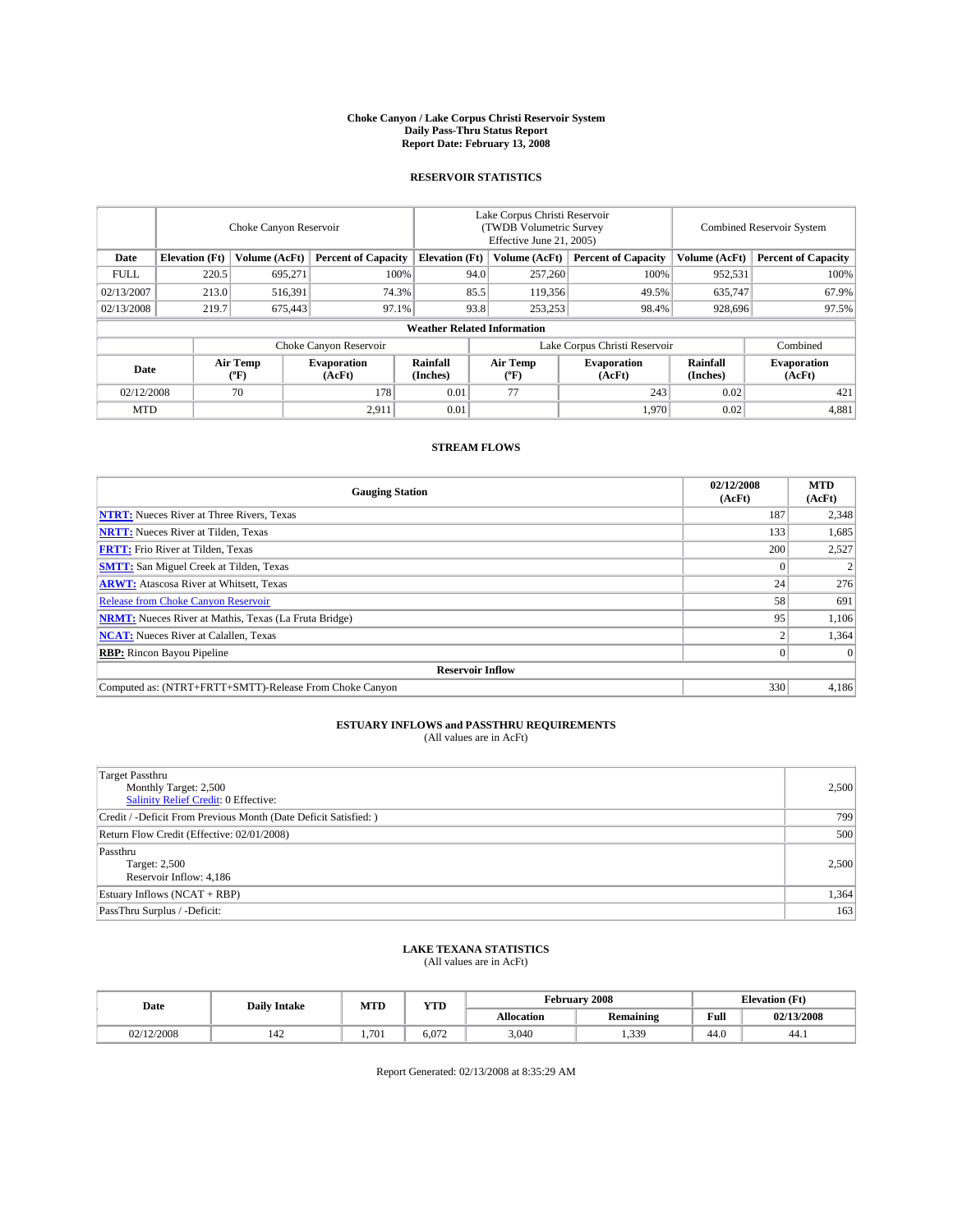# Choke Canyon / Lake Corpus Christi Reservoir System
## Daily Pass-Thru Status Report
### Report Date: February 13, 2008

## RESERVOIR STATISTICS

| | Choke Canyon Reservoir | | | Lake Corpus Christi Reservoir (TWDB Volumetric Survey Effective June 21, 2005) | | | Combined Reservoir System | |
|---|---|---|---|---|---|---|---|---|
| Date | Elevation (Ft) | Volume (AcFt) | Percent of Capacity | Elevation (Ft) | Volume (AcFt) | Percent of Capacity | Volume (AcFt) | Percent of Capacity |
| FULL | 220.5 | 695,271 | 100% | 94.0 | 257,260 | 100% | 952,531 | 100% |
| 02/13/2007 | 213.0 | 516,391 | 74.3% | 85.5 | 119,356 | 49.5% | 635,747 | 67.9% |
| 02/13/2008 | 219.7 | 675,443 | 97.1% | 93.8 | 253,253 | 98.4% | 928,696 | 97.5% |

**Weather Related Information**

| | Choke Canyon Reservoir | | | Lake Corpus Christi Reservoir | | | Combined |
|---|---|---|---|---|---|---|---|
| Date | Air Temp (°F) | Evaporation (AcFt) | Rainfall (Inches) | Air Temp (°F) | Evaporation (AcFt) | Rainfall (Inches) | Evaporation (AcFt) |
| 02/12/2008 | 70 | 178 | 0.01 | 77 | 243 | 0.02 | 421 |
| MTD | | 2,911 | 0.01 | | 1,970 | 0.02 | 4,881 |

## STREAM FLOWS

| Gauging Station | 02/12/2008 (AcFt) | MTD (AcFt) |
|---|---|---|
| **NTRT:** Nueces River at Three Rivers, Texas | 187 | 2,348 |
| **NRTT:** Nueces River at Tilden, Texas | 133 | 1,685 |
| **FRTT:** Frio River at Tilden, Texas | 200 | 2,527 |
| **SMTT:** San Miguel Creek at Tilden, Texas | 0 | 2 |
| **ARWT:** Atascosa River at Whitsett, Texas | 24 | 276 |
| Release from Choke Canyon Reservoir | 58 | 691 |
| **NRMT:** Nueces River at Mathis, Texas (La Fruta Bridge) | 95 | 1,106 |
| **NCAT:** Nueces River at Calallen, Texas | 2 | 1,364 |
| **RBP:** Rincon Bayou Pipeline | 0 | 0 |
| **Reservoir Inflow** | | |
| Computed as: (NTRT+FRTT+SMTT)-Release From Choke Canyon | 330 | 4,186 |

## ESTUARY INFLOWS and PASSTHRU REQUIREMENTS
(All values are in AcFt)

| | |
|---|---|
| Target Passthru<br>Monthly Target: 2,500<br>Salinity Relief Credit: 0 Effective: | 2,500 |
| Credit / -Deficit From Previous Month (Date Deficit Satisfied: ) | 799 |
| Return Flow Credit (Effective: 02/01/2008) | 500 |
| Passthru<br>Target: 2,500<br>Reservoir Inflow: 4,186 | 2,500 |
| Estuary Inflows (NCAT + RBP) | 1,364 |
| PassThru Surplus / -Deficit: | 163 |

## LAKE TEXANA STATISTICS
(All values are in AcFt)

| Date | Daily Intake | MTD | YTD | February 2008 | | Elevation (Ft) | |
|---|---|---|---|---|---|---|---|
| | | | | Allocation | Remaining | Full | 02/13/2008 |
| 02/12/2008 | 142 | 1,701 | 6,072 | 3,040 | 1,339 | 44.0 | 44.1 |

Report Generated: 02/13/2008 at 8:35:29 AM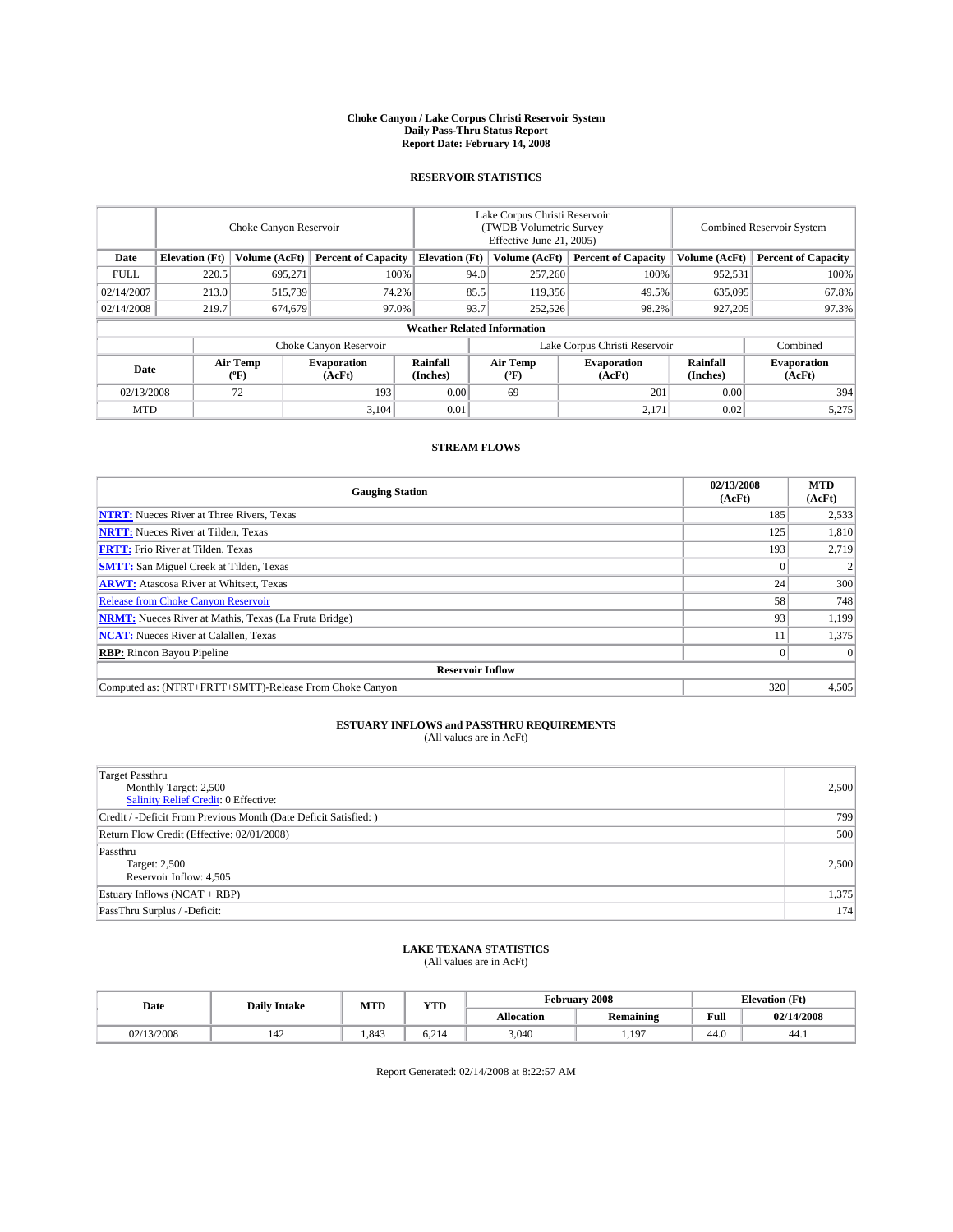# Choke Canyon / Lake Corpus Christi Reservoir System
## Daily Pass-Thru Status Report
## Report Date: February 14, 2008

### RESERVOIR STATISTICS

| | Choke Canyon Reservoir | | | Lake Corpus Christi Reservoir (TWDB Volumetric Survey Effective June 21, 2005) | | | Combined Reservoir System | |
|---|---|---|---|---|---|---|---|---|
| Date | Elevation (Ft) | Volume (AcFt) | Percent of Capacity | Elevation (Ft) | Volume (AcFt) | Percent of Capacity | Volume (AcFt) | Percent of Capacity |
| FULL | 220.5 | 695,271 | 100% | 94.0 | 257,260 | 100% | 952,531 | 100% |
| 02/14/2007 | 213.0 | 515,739 | 74.2% | 85.5 | 119,356 | 49.5% | 635,095 | 67.8% |
| 02/14/2008 | 219.7 | 674,679 | 97.0% | 93.7 | 252,526 | 98.2% | 927,205 | 97.3% |

**Weather Related Information**

| | Choke Canyon Reservoir | | | Lake Corpus Christi Reservoir | | | Combined |
|---|---|---|---|---|---|---|---|
| Date | Air Temp (ºF) | Evaporation (AcFt) | Rainfall (Inches) | Air Temp (ºF) | Evaporation (AcFt) | Rainfall (Inches) | Evaporation (AcFt) |
| 02/13/2008 | 72 | 193 | 0.00 | 69 | 201 | 0.00 | 394 |
| MTD | | 3,104 | 0.01 | | 2,171 | 0.02 | 5,275 |

### STREAM FLOWS

| Gauging Station | 02/13/2008 (AcFt) | MTD (AcFt) |
|---|---|---|
| **NTRT:** Nueces River at Three Rivers, Texas | 185 | 2,533 |
| **NRTT:** Nueces River at Tilden, Texas | 125 | 1,810 |
| **FRTT:** Frio River at Tilden, Texas | 193 | 2,719 |
| **SMTT:** San Miguel Creek at Tilden, Texas | 0 | 2 |
| **ARWT:** Atascosa River at Whitsett, Texas | 24 | 300 |
| Release from Choke Canyon Reservoir | 58 | 748 |
| **NRMT:** Nueces River at Mathis, Texas (La Fruta Bridge) | 93 | 1,199 |
| **NCAT:** Nueces River at Calallen, Texas | 11 | 1,375 |
| **RBP:** Rincon Bayou Pipeline | 0 | 0 |
| **Reservoir Inflow** | | |
| Computed as: (NTRT+FRTT+SMTT)-Release From Choke Canyon | 320 | 4,505 |

### ESTUARY INFLOWS and PASSTHRU REQUIREMENTS
(All values are in AcFt)

| | |
|---|---|
| Target Passthru<br>Monthly Target: 2,500<br>Salinity Relief Credit: 0 Effective: | 2,500 |
| Credit / -Deficit From Previous Month (Date Deficit Satisfied: ) | 799 |
| Return Flow Credit (Effective: 02/01/2008) | 500 |
| Passthru<br>Target: 2,500<br>Reservoir Inflow: 4,505 | 2,500 |
| Estuary Inflows (NCAT + RBP) | 1,375 |
| PassThru Surplus / -Deficit: | 174 |

### LAKE TEXANA STATISTICS
(All values are in AcFt)

| Date | Daily Intake | MTD | YTD | February 2008 | | Elevation (Ft) | |
|---|---|---|---|---|---|---|---|
| | | | | Allocation | Remaining | Full | 02/14/2008 |
| 02/13/2008 | 142 | 1,843 | 6,214 | 3,040 | 1,197 | 44.0 | 44.1 |

Report Generated: 02/14/2008 at 8:22:57 AM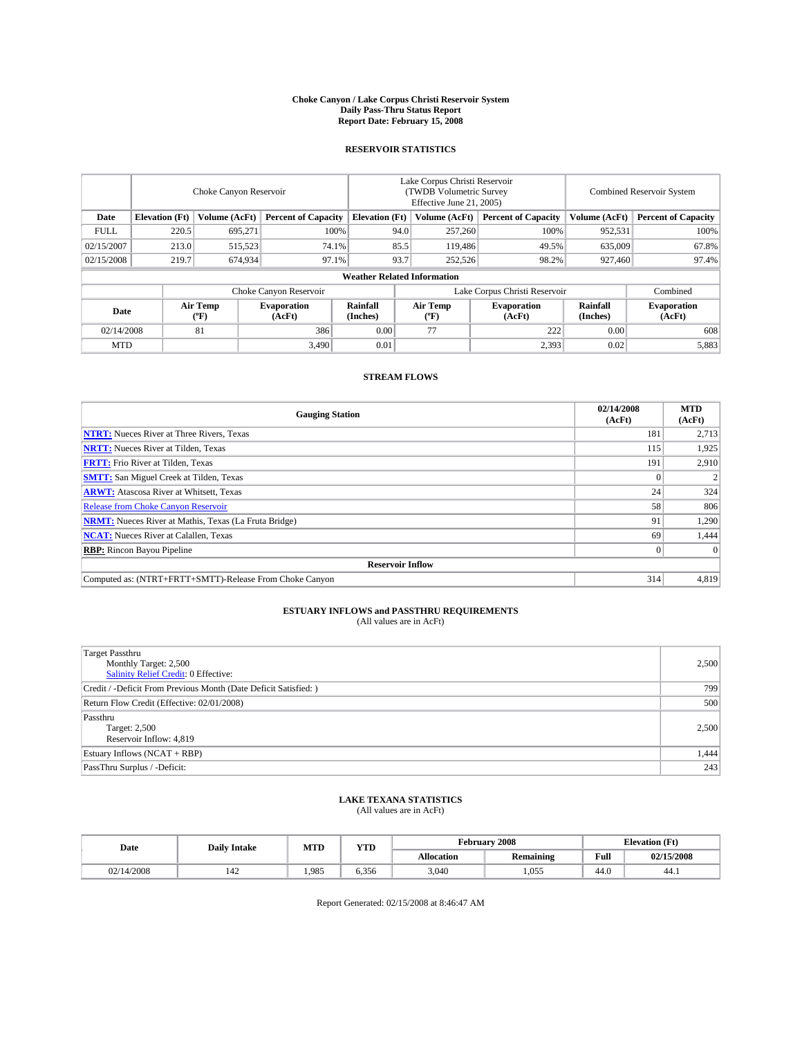# Choke Canyon / Lake Corpus Christi Reservoir System
## Daily Pass-Thru Status Report
## Report Date: February 15, 2008

### RESERVOIR STATISTICS

| | Choke Canyon Reservoir | | | Lake Corpus Christi Reservoir (TWDB Volumetric Survey Effective June 21, 2005) | | | Combined Reservoir System | |
|---|---|---|---|---|---|---|---|---|
| Date | Elevation (Ft) | Volume (AcFt) | Percent of Capacity | Elevation (Ft) | Volume (AcFt) | Percent of Capacity | Volume (AcFt) | Percent of Capacity |
| FULL | 220.5 | 695,271 | 100% | 94.0 | 257,260 | 100% | 952,531 | 100% |
| 02/15/2007 | 213.0 | 515,523 | 74.1% | 85.5 | 119,486 | 49.5% | 635,009 | 67.8% |
| 02/15/2008 | 219.7 | 674,934 | 97.1% | 93.7 | 252,526 | 98.2% | 927,460 | 97.4% |

**Weather Related Information**

| | Choke Canyon Reservoir | | | Lake Corpus Christi Reservoir | | | Combined |
|---|---|---|---|---|---|---|---|
| Date | Air Temp (°F) | Evaporation (AcFt) | Rainfall (Inches) | Air Temp (°F) | Evaporation (AcFt) | Rainfall (Inches) | Evaporation (AcFt) |
| 02/14/2008 | 81 | 386 | 0.00 | 77 | 222 | 0.00 | 608 |
| MTD | | 3,490 | 0.01 | | 2,393 | 0.02 | 5,883 |

### STREAM FLOWS

| Gauging Station | 02/14/2008 (AcFt) | MTD (AcFt) |
|---|---|---|
| **NTRT:** Nueces River at Three Rivers, Texas | 181 | 2,713 |
| **NRTT:** Nueces River at Tilden, Texas | 115 | 1,925 |
| **FRTT:** Frio River at Tilden, Texas | 191 | 2,910 |
| **SMTT:** San Miguel Creek at Tilden, Texas | 0 | 2 |
| **ARWT:** Atascosa River at Whitsett, Texas | 24 | 324 |
| Release from Choke Canyon Reservoir | 58 | 806 |
| **NRMT:** Nueces River at Mathis, Texas (La Fruta Bridge) | 91 | 1,290 |
| **NCAT:** Nueces River at Calallen, Texas | 69 | 1,444 |
| **RBP:** Rincon Bayou Pipeline | 0 | 0 |
| **Reservoir Inflow** | | |
| Computed as: (NTRT+FRTT+SMTT)-Release From Choke Canyon | 314 | 4,819 |

### ESTUARY INFLOWS and PASSTHRU REQUIREMENTS
(All values are in AcFt)

| | |
|---|---|
| Target Passthru<br>Monthly Target: 2,500<br>Salinity Relief Credit: 0 Effective: | 2,500 |
| Credit / -Deficit From Previous Month (Date Deficit Satisfied: ) | 799 |
| Return Flow Credit (Effective: 02/01/2008) | 500 |
| Passthru<br>Target: 2,500<br>Reservoir Inflow: 4,819 | 2,500 |
| Estuary Inflows (NCAT + RBP) | 1,444 |
| PassThru Surplus / -Deficit: | 243 |

### LAKE TEXANA STATISTICS
(All values are in AcFt)

| Date | Daily Intake | MTD | YTD | February 2008 | | Elevation (Ft) | |
|---|---|---|---|---|---|---|---|
| | | | | Allocation | Remaining | Full | 02/15/2008 |
| 02/14/2008 | 142 | 1,985 | 6,356 | 3,040 | 1,055 | 44.0 | 44.1 |

Report Generated: 02/15/2008 at 8:46:47 AM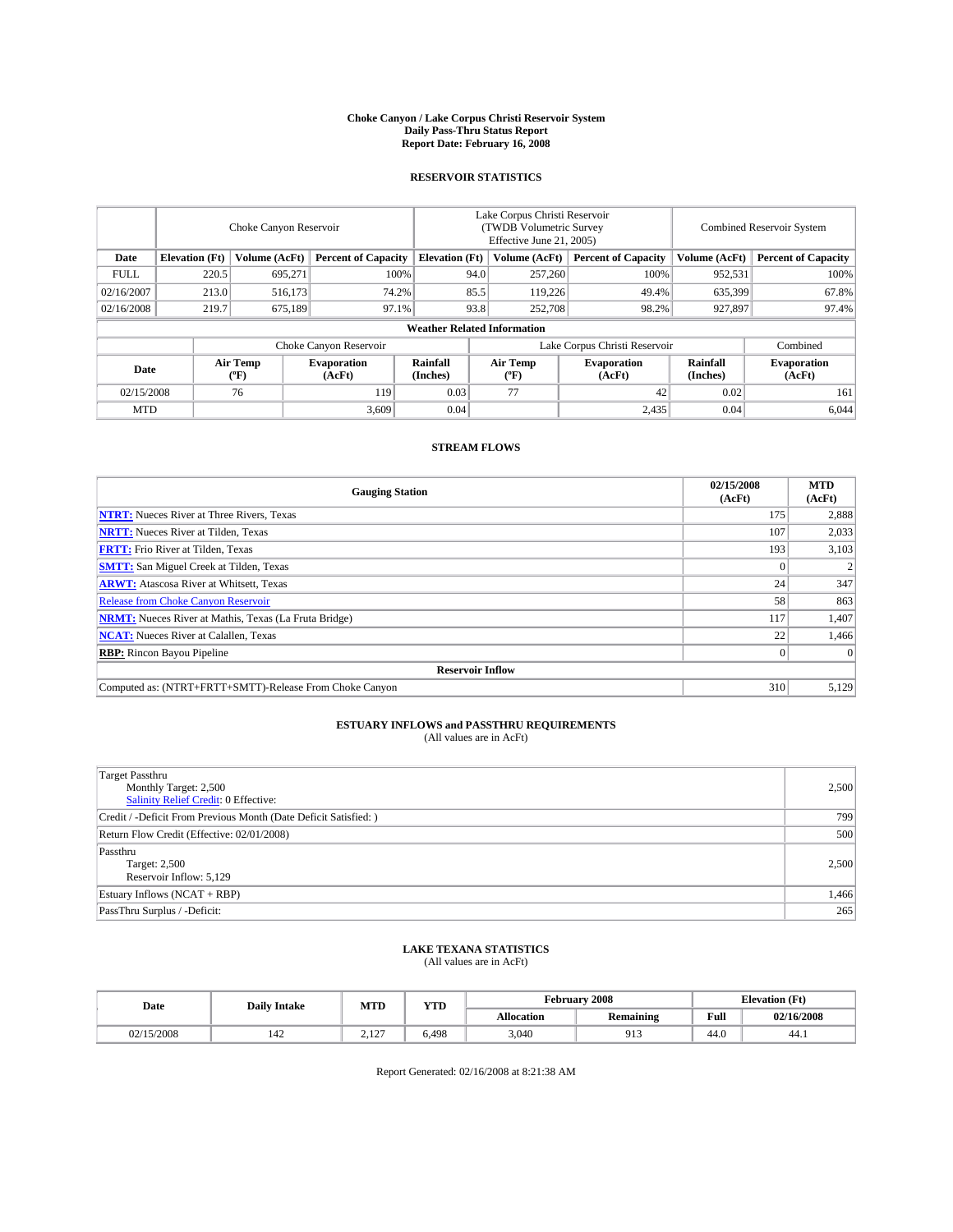# Choke Canyon / Lake Corpus Christi Reservoir System
## Daily Pass-Thru Status Report
### Report Date: February 16, 2008

## RESERVOIR STATISTICS

| | Choke Canyon Reservoir | | | Lake Corpus Christi Reservoir (TWDB Volumetric Survey Effective June 21, 2005) | | | Combined Reservoir System | |
|---|---|---|---|---|---|---|---|---|
| Date | Elevation (Ft) | Volume (AcFt) | Percent of Capacity | Elevation (Ft) | Volume (AcFt) | Percent of Capacity | Volume (AcFt) | Percent of Capacity |
| FULL | 220.5 | 695,271 | 100% | 94.0 | 257,260 | 100% | 952,531 | 100% |
| 02/16/2007 | 213.0 | 516,173 | 74.2% | 85.5 | 119,226 | 49.4% | 635,399 | 67.8% |
| 02/16/2008 | 219.7 | 675,189 | 97.1% | 93.8 | 252,708 | 98.2% | 927,897 | 97.4% |

**Weather Related Information**

| | Choke Canyon Reservoir | | | Lake Corpus Christi Reservoir | | | Combined |
|---|---|---|---|---|---|---|---|
| Date | Air Temp (ºF) | Evaporation (AcFt) | Rainfall (Inches) | Air Temp (ºF) | Evaporation (AcFt) | Rainfall (Inches) | Evaporation (AcFt) |
| 02/15/2008 | 76 | 119 | 0.03 | 77 | 42 | 0.02 | 161 |
| MTD | | 3,609 | 0.04 | | 2,435 | 0.04 | 6,044 |

## STREAM FLOWS

| Gauging Station | 02/15/2008 (AcFt) | MTD (AcFt) |
|---|---|---|
| **NTRT:** Nueces River at Three Rivers, Texas | 175 | 2,888 |
| **NRTT:** Nueces River at Tilden, Texas | 107 | 2,033 |
| **FRTT:** Frio River at Tilden, Texas | 193 | 3,103 |
| **SMTT:** San Miguel Creek at Tilden, Texas | 0 | 2 |
| **ARWT:** Atascosa River at Whitsett, Texas | 24 | 347 |
| Release from Choke Canyon Reservoir | 58 | 863 |
| **NRMT:** Nueces River at Mathis, Texas (La Fruta Bridge) | 117 | 1,407 |
| **NCAT:** Nueces River at Calallen, Texas | 22 | 1,466 |
| **RBP:** Rincon Bayou Pipeline | 0 | 0 |
| **Reservoir Inflow** | | |
| Computed as: (NTRT+FRTT+SMTT)-Release From Choke Canyon | 310 | 5,129 |

## ESTUARY INFLOWS and PASSTHRU REQUIREMENTS
(All values are in AcFt)

| | |
|---|---|
| Target Passthru<br>Monthly Target: 2,500<br>Salinity Relief Credit: 0 Effective: | 2,500 |
| Credit / -Deficit From Previous Month (Date Deficit Satisfied: ) | 799 |
| Return Flow Credit (Effective: 02/01/2008) | 500 |
| Passthru<br>Target: 2,500<br>Reservoir Inflow: 5,129 | 2,500 |
| Estuary Inflows (NCAT + RBP) | 1,466 |
| PassThru Surplus / -Deficit: | 265 |

## LAKE TEXANA STATISTICS
(All values are in AcFt)

| Date | Daily Intake | MTD | YTD | February 2008 | | Elevation (Ft) | |
|---|---|---|---|---|---|---|---|
| | | | | Allocation | Remaining | Full | 02/16/2008 |
| 02/15/2008 | 142 | 2,127 | 6,498 | 3,040 | 913 | 44.0 | 44.1 |

Report Generated: 02/16/2008 at 8:21:38 AM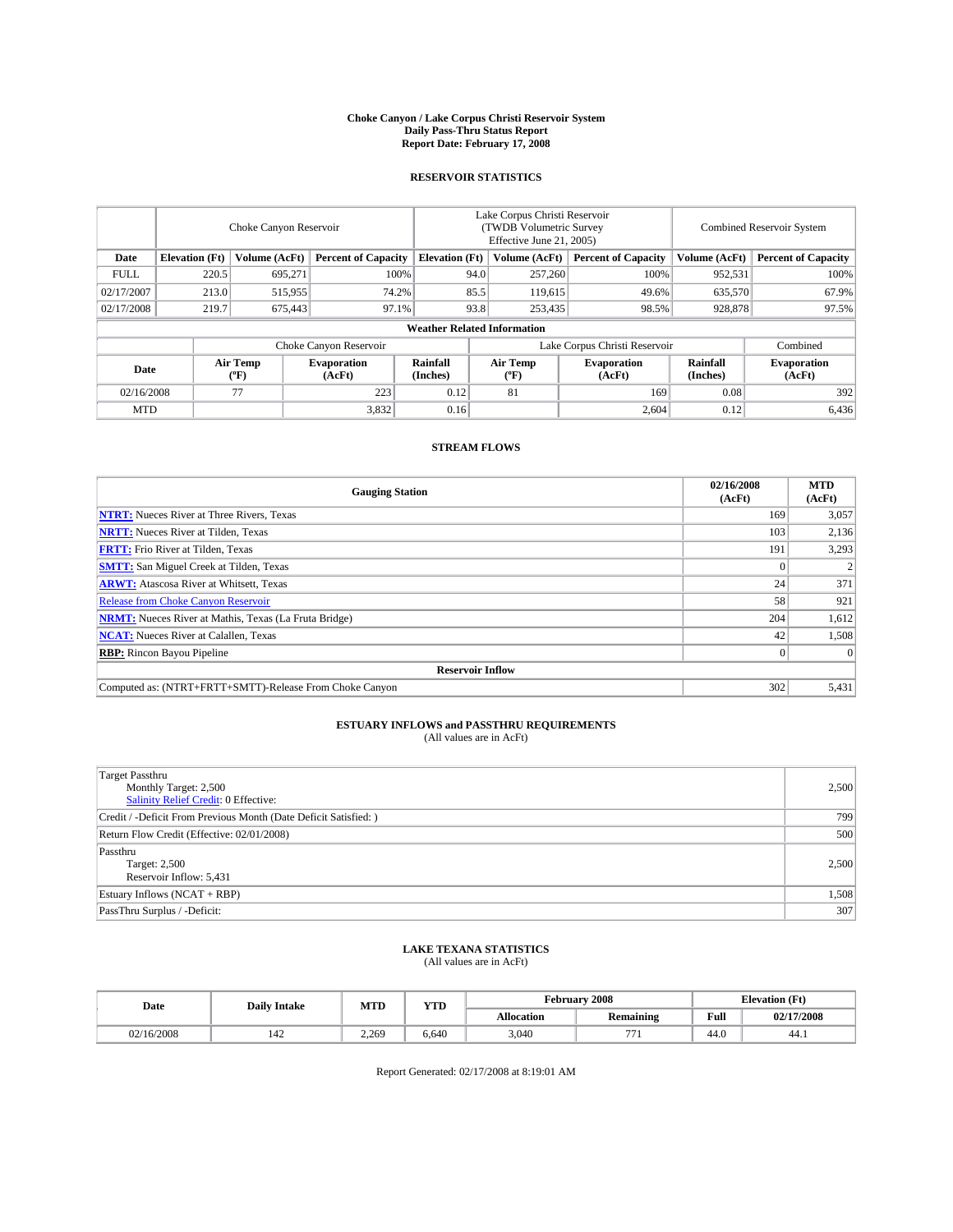# Choke Canyon / Lake Corpus Christi Reservoir System
## Daily Pass-Thru Status Report
## Report Date: February 17, 2008

### RESERVOIR STATISTICS

| | Choke Canyon Reservoir | | | Lake Corpus Christi Reservoir (TWDB Volumetric Survey Effective June 21, 2005) | | | Combined Reservoir System | |
|---|---|---|---|---|---|---|---|---|
| Date | Elevation (Ft) | Volume (AcFt) | Percent of Capacity | Elevation (Ft) | Volume (AcFt) | Percent of Capacity | Volume (AcFt) | Percent of Capacity |
| FULL | 220.5 | 695,271 | 100% | 94.0 | 257,260 | 100% | 952,531 | 100% |
| 02/17/2007 | 213.0 | 515,955 | 74.2% | 85.5 | 119,615 | 49.6% | 635,570 | 67.9% |
| 02/17/2008 | 219.7 | 675,443 | 97.1% | 93.8 | 253,435 | 98.5% | 928,878 | 97.5% |

**Weather Related Information**

| | Choke Canyon Reservoir | | | Lake Corpus Christi Reservoir | | | Combined |
|---|---|---|---|---|---|---|---|
| Date | Air Temp (°F) | Evaporation (AcFt) | Rainfall (Inches) | Air Temp (°F) | Evaporation (AcFt) | Rainfall (Inches) | Evaporation (AcFt) |
| 02/16/2008 | 77 | 223 | 0.12 | 81 | 169 | 0.08 | 392 |
| MTD | | 3,832 | 0.16 | | 2,604 | 0.12 | 6,436 |

### STREAM FLOWS

| Gauging Station | 02/16/2008 (AcFt) | MTD (AcFt) |
|---|---|---|
| **NTRT:** Nueces River at Three Rivers, Texas | 169 | 3,057 |
| **NRTT:** Nueces River at Tilden, Texas | 103 | 2,136 |
| **FRTT:** Frio River at Tilden, Texas | 191 | 3,293 |
| **SMTT:** San Miguel Creek at Tilden, Texas | 0 | 2 |
| **ARWT:** Atascosa River at Whitsett, Texas | 24 | 371 |
| Release from Choke Canyon Reservoir | 58 | 921 |
| **NRMT:** Nueces River at Mathis, Texas (La Fruta Bridge) | 204 | 1,612 |
| **NCAT:** Nueces River at Calallen, Texas | 42 | 1,508 |
| **RBP:** Rincon Bayou Pipeline | 0 | 0 |
| **Reservoir Inflow** | | |
| Computed as: (NTRT+FRTT+SMTT)-Release From Choke Canyon | 302 | 5,431 |

### ESTUARY INFLOWS and PASSTHRU REQUIREMENTS
(All values are in AcFt)

| | |
|---|---|
| Target Passthru<br>Monthly Target: 2,500<br>Salinity Relief Credit: 0 Effective: | 2,500 |
| Credit / -Deficit From Previous Month (Date Deficit Satisfied: ) | 799 |
| Return Flow Credit (Effective: 02/01/2008) | 500 |
| Passthru<br>Target: 2,500<br>Reservoir Inflow: 5,431 | 2,500 |
| Estuary Inflows (NCAT + RBP) | 1,508 |
| PassThru Surplus / -Deficit: | 307 |

### LAKE TEXANA STATISTICS
(All values are in AcFt)

| Date | Daily Intake | MTD | YTD | February 2008 | | Elevation (Ft) | |
|---|---|---|---|---|---|---|---|
| | | | | Allocation | Remaining | Full | 02/17/2008 |
| 02/16/2008 | 142 | 2,269 | 6,640 | 3,040 | 771 | 44.0 | 44.1 |

Report Generated: 02/17/2008 at 8:19:01 AM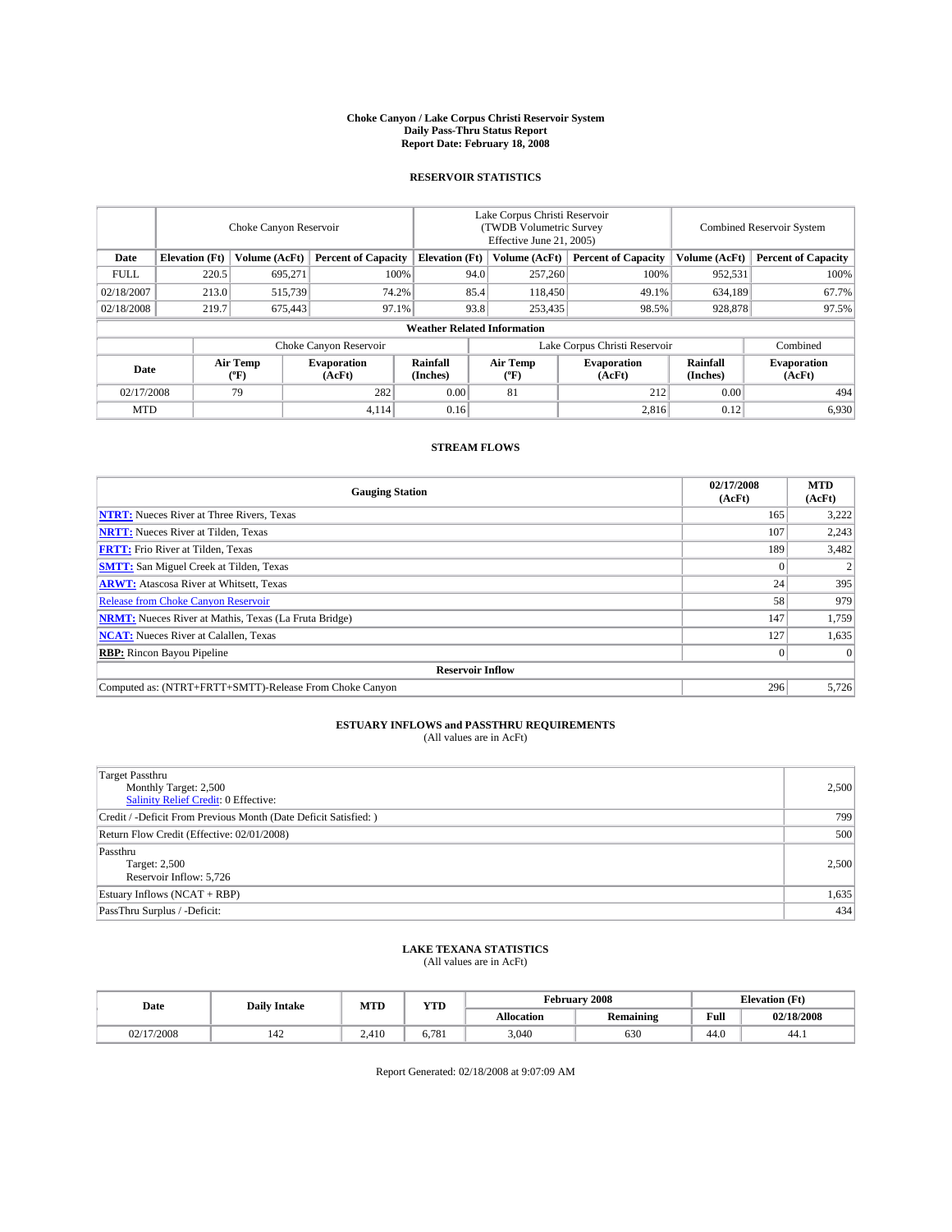# Choke Canyon / Lake Corpus Christi Reservoir System
## Daily Pass-Thru Status Report
### Report Date: February 18, 2008

## RESERVOIR STATISTICS

| | Choke Canyon Reservoir | | | Lake Corpus Christi Reservoir (TWDB Volumetric Survey Effective June 21, 2005) | | | Combined Reservoir System | |
|---|---|---|---|---|---|---|---|---|
| Date | Elevation (Ft) | Volume (AcFt) | Percent of Capacity | Elevation (Ft) | Volume (AcFt) | Percent of Capacity | Volume (AcFt) | Percent of Capacity |
| FULL | 220.5 | 695,271 | 100% | 94.0 | 257,260 | 100% | 952,531 | 100% |
| 02/18/2007 | 213.0 | 515,739 | 74.2% | 85.4 | 118,450 | 49.1% | 634,189 | 67.7% |
| 02/18/2008 | 219.7 | 675,443 | 97.1% | 93.8 | 253,435 | 98.5% | 928,878 | 97.5% |

**Weather Related Information**

| | Choke Canyon Reservoir | | | Lake Corpus Christi Reservoir | | | Combined |
|---|---|---|---|---|---|---|---|
| Date | Air Temp (°F) | Evaporation (AcFt) | Rainfall (Inches) | Air Temp (°F) | Evaporation (AcFt) | Rainfall (Inches) | Evaporation (AcFt) |
| 02/17/2008 | 79 | 282 | 0.00 | 81 | 212 | 0.00 | 494 |
| MTD | | 4,114 | 0.16 | | 2,816 | 0.12 | 6,930 |

## STREAM FLOWS

| Gauging Station | 02/17/2008 (AcFt) | MTD (AcFt) |
|---|---|---|
| **NTRT:** Nueces River at Three Rivers, Texas | 165 | 3,222 |
| **NRTT:** Nueces River at Tilden, Texas | 107 | 2,243 |
| **FRTT:** Frio River at Tilden, Texas | 189 | 3,482 |
| **SMTT:** San Miguel Creek at Tilden, Texas | 0 | 2 |
| **ARWT:** Atascosa River at Whitsett, Texas | 24 | 395 |
| Release from Choke Canyon Reservoir | 58 | 979 |
| **NRMT:** Nueces River at Mathis, Texas (La Fruta Bridge) | 147 | 1,759 |
| **NCAT:** Nueces River at Calallen, Texas | 127 | 1,635 |
| **RBP:** Rincon Bayou Pipeline | 0 | 0 |
| **Reservoir Inflow** | | |
| Computed as: (NTRT+FRTT+SMTT)-Release From Choke Canyon | 296 | 5,726 |

## ESTUARY INFLOWS and PASSTHRU REQUIREMENTS
(All values are in AcFt)

| | |
|---|---|
| Target Passthru<br>Monthly Target: 2,500<br>Salinity Relief Credit: 0 Effective: | 2,500 |
| Credit / -Deficit From Previous Month (Date Deficit Satisfied: ) | 799 |
| Return Flow Credit (Effective: 02/01/2008) | 500 |
| Passthru<br>Target: 2,500<br>Reservoir Inflow: 5,726 | 2,500 |
| Estuary Inflows (NCAT + RBP) | 1,635 |
| PassThru Surplus / -Deficit: | 434 |

## LAKE TEXANA STATISTICS
(All values are in AcFt)

| Date | Daily Intake | MTD | YTD | February 2008 | | Elevation (Ft) | |
|---|---|---|---|---|---|---|---|
| | | | | Allocation | Remaining | Full | 02/18/2008 |
| 02/17/2008 | 142 | 2,410 | 6,781 | 3,040 | 630 | 44.0 | 44.1 |

Report Generated: 02/18/2008 at 9:07:09 AM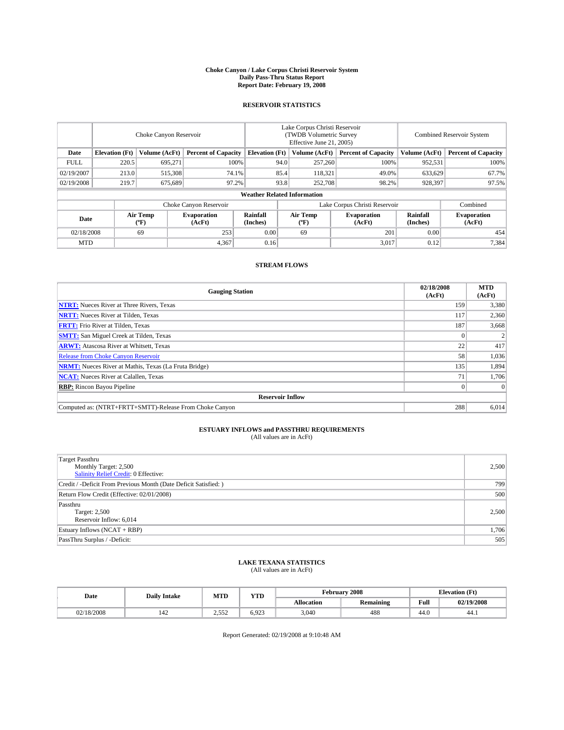# Choke Canyon / Lake Corpus Christi Reservoir System
## Daily Pass-Thru Status Report
## Report Date: February 19, 2008

### RESERVOIR STATISTICS

| | Choke Canyon Reservoir | | | Lake Corpus Christi Reservoir (TWDB Volumetric Survey Effective June 21, 2005) | | | Combined Reservoir System | |
|---|---|---|---|---|---|---|---|---|
| Date | Elevation (Ft) | Volume (AcFt) | Percent of Capacity | Elevation (Ft) | Volume (AcFt) | Percent of Capacity | Volume (AcFt) | Percent of Capacity |
| FULL | 220.5 | 695,271 | 100% | 94.0 | 257,260 | 100% | 952,531 | 100% |
| 02/19/2007 | 213.0 | 515,308 | 74.1% | 85.4 | 118,321 | 49.0% | 633,629 | 67.7% |
| 02/19/2008 | 219.7 | 675,689 | 97.2% | 93.8 | 252,708 | 98.2% | 928,397 | 97.5% |

**Weather Related Information**

| | Choke Canyon Reservoir | | | Lake Corpus Christi Reservoir | | | Combined |
|---|---|---|---|---|---|---|---|
| Date | Air Temp (ºF) | Evaporation (AcFt) | Rainfall (Inches) | Air Temp (ºF) | Evaporation (AcFt) | Rainfall (Inches) | Evaporation (AcFt) |
| 02/18/2008 | 69 | 253 | 0.00 | 69 | 201 | 0.00 | 454 |
| MTD | | 4,367 | 0.16 | | 3,017 | 0.12 | 7,384 |

### STREAM FLOWS

| Gauging Station | 02/18/2008 (AcFt) | MTD (AcFt) |
|---|---|---|
| **NTRT:** Nueces River at Three Rivers, Texas | 159 | 3,380 |
| **NRTT:** Nueces River at Tilden, Texas | 117 | 2,360 |
| **FRTT:** Frio River at Tilden, Texas | 187 | 3,668 |
| **SMTT:** San Miguel Creek at Tilden, Texas | 0 | 2 |
| **ARWT:** Atascosa River at Whitsett, Texas | 22 | 417 |
| Release from Choke Canyon Reservoir | 58 | 1,036 |
| **NRMT:** Nueces River at Mathis, Texas (La Fruta Bridge) | 135 | 1,894 |
| **NCAT:** Nueces River at Calallen, Texas | 71 | 1,706 |
| **RBP:** Rincon Bayou Pipeline | 0 | 0 |
| **Reservoir Inflow** | | |
| Computed as: (NTRT+FRTT+SMTT)-Release From Choke Canyon | 288 | 6,014 |

### ESTUARY INFLOWS and PASSTHRU REQUIREMENTS
(All values are in AcFt)

| | |
|---|---|
| Target Passthru<br>Monthly Target: 2,500<br>Salinity Relief Credit: 0 Effective: | 2,500 |
| Credit / -Deficit From Previous Month (Date Deficit Satisfied: ) | 799 |
| Return Flow Credit (Effective: 02/01/2008) | 500 |
| Passthru<br>Target: 2,500<br>Reservoir Inflow: 6,014 | 2,500 |
| Estuary Inflows (NCAT + RBP) | 1,706 |
| PassThru Surplus / -Deficit: | 505 |

### LAKE TEXANA STATISTICS
(All values are in AcFt)

| Date | Daily Intake | MTD | YTD | February 2008 | | Elevation (Ft) | |
|---|---|---|---|---|---|---|---|
| | | | | Allocation | Remaining | Full | 02/19/2008 |
| 02/18/2008 | 142 | 2,552 | 6,923 | 3,040 | 488 | 44.0 | 44.1 |

Report Generated: 02/19/2008 at 9:10:48 AM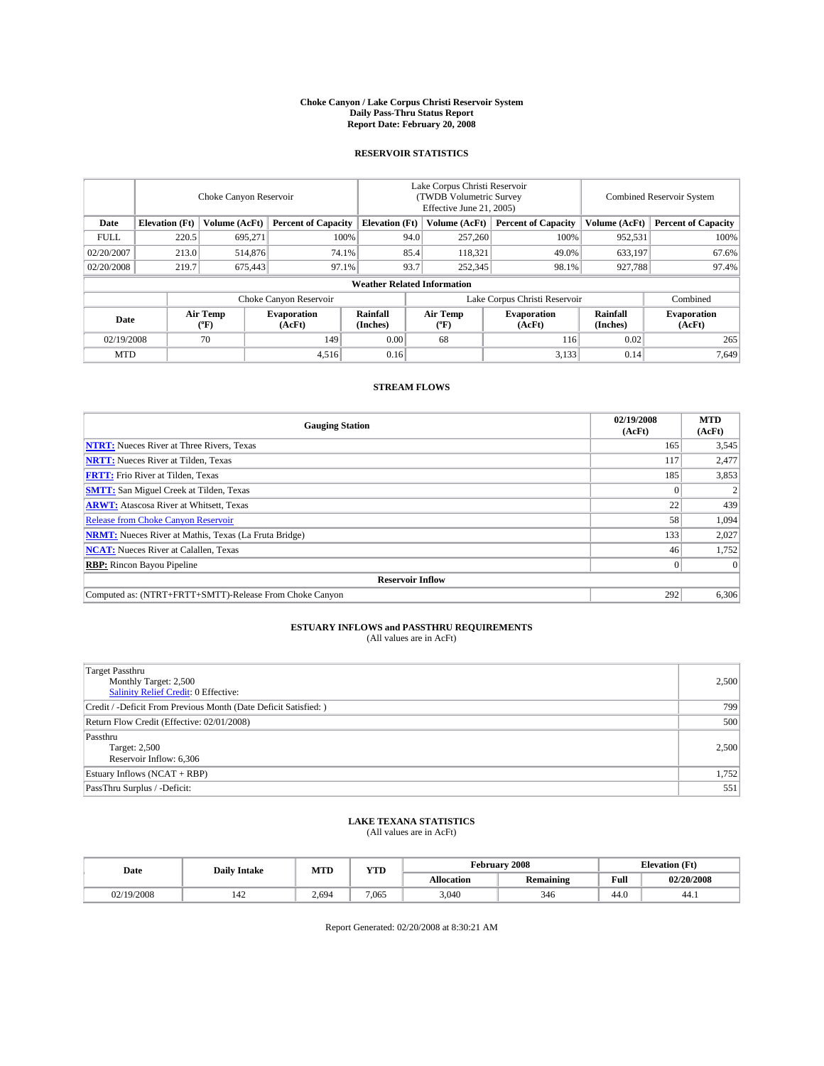# Choke Canyon / Lake Corpus Christi Reservoir System
## Daily Pass-Thru Status Report
### Report Date: February 20, 2008

## RESERVOIR STATISTICS

| | Choke Canyon Reservoir | | | Lake Corpus Christi Reservoir (TWDB Volumetric Survey Effective June 21, 2005) | | | Combined Reservoir System | |
|---|---|---|---|---|---|---|---|---|
| Date | Elevation (Ft) | Volume (AcFt) | Percent of Capacity | Elevation (Ft) | Volume (AcFt) | Percent of Capacity | Volume (AcFt) | Percent of Capacity |
| FULL | 220.5 | 695,271 | 100% | 94.0 | 257,260 | 100% | 952,531 | 100% |
| 02/20/2007 | 213.0 | 514,876 | 74.1% | 85.4 | 118,321 | 49.0% | 633,197 | 67.6% |
| 02/20/2008 | 219.7 | 675,443 | 97.1% | 93.7 | 252,345 | 98.1% | 927,788 | 97.4% |

**Weather Related Information**

| | Choke Canyon Reservoir | | | Lake Corpus Christi Reservoir | | | Combined |
|---|---|---|---|---|---|---|---|
| Date | Air Temp (°F) | Evaporation (AcFt) | Rainfall (Inches) | Air Temp (°F) | Evaporation (AcFt) | Rainfall (Inches) | Evaporation (AcFt) |
| 02/19/2008 | 70 | 149 | 0.00 | 68 | 116 | 0.02 | 265 |
| MTD | | 4,516 | 0.16 | | 3,133 | 0.14 | 7,649 |

## STREAM FLOWS

| Gauging Station | 02/19/2008 (AcFt) | MTD (AcFt) |
|---|---|---|
| **NTRT:** Nueces River at Three Rivers, Texas | 165 | 3,545 |
| **NRTT:** Nueces River at Tilden, Texas | 117 | 2,477 |
| **FRTT:** Frio River at Tilden, Texas | 185 | 3,853 |
| **SMTT:** San Miguel Creek at Tilden, Texas | 0 | 2 |
| **ARWT:** Atascosa River at Whitsett, Texas | 22 | 439 |
| Release from Choke Canyon Reservoir | 58 | 1,094 |
| **NRMT:** Nueces River at Mathis, Texas (La Fruta Bridge) | 133 | 2,027 |
| **NCAT:** Nueces River at Calallen, Texas | 46 | 1,752 |
| **RBP:** Rincon Bayou Pipeline | 0 | 0 |
| **Reservoir Inflow** | | |
| Computed as: (NTRT+FRTT+SMTT)-Release From Choke Canyon | 292 | 6,306 |

## ESTUARY INFLOWS and PASSTHRU REQUIREMENTS
(All values are in AcFt)

| | |
|---|---|
| Target Passthru<br>Monthly Target: 2,500<br>Salinity Relief Credit: 0 Effective: | 2,500 |
| Credit / -Deficit From Previous Month (Date Deficit Satisfied: ) | 799 |
| Return Flow Credit (Effective: 02/01/2008) | 500 |
| Passthru<br>Target: 2,500<br>Reservoir Inflow: 6,306 | 2,500 |
| Estuary Inflows (NCAT + RBP) | 1,752 |
| PassThru Surplus / -Deficit: | 551 |

## LAKE TEXANA STATISTICS
(All values are in AcFt)

| Date | Daily Intake | MTD | YTD | February 2008 | | Elevation (Ft) | |
|---|---|---|---|---|---|---|---|
| | | | | Allocation | Remaining | Full | 02/20/2008 |
| 02/19/2008 | 142 | 2,694 | 7,065 | 3,040 | 346 | 44.0 | 44.1 |

Report Generated: 02/20/2008 at 8:30:21 AM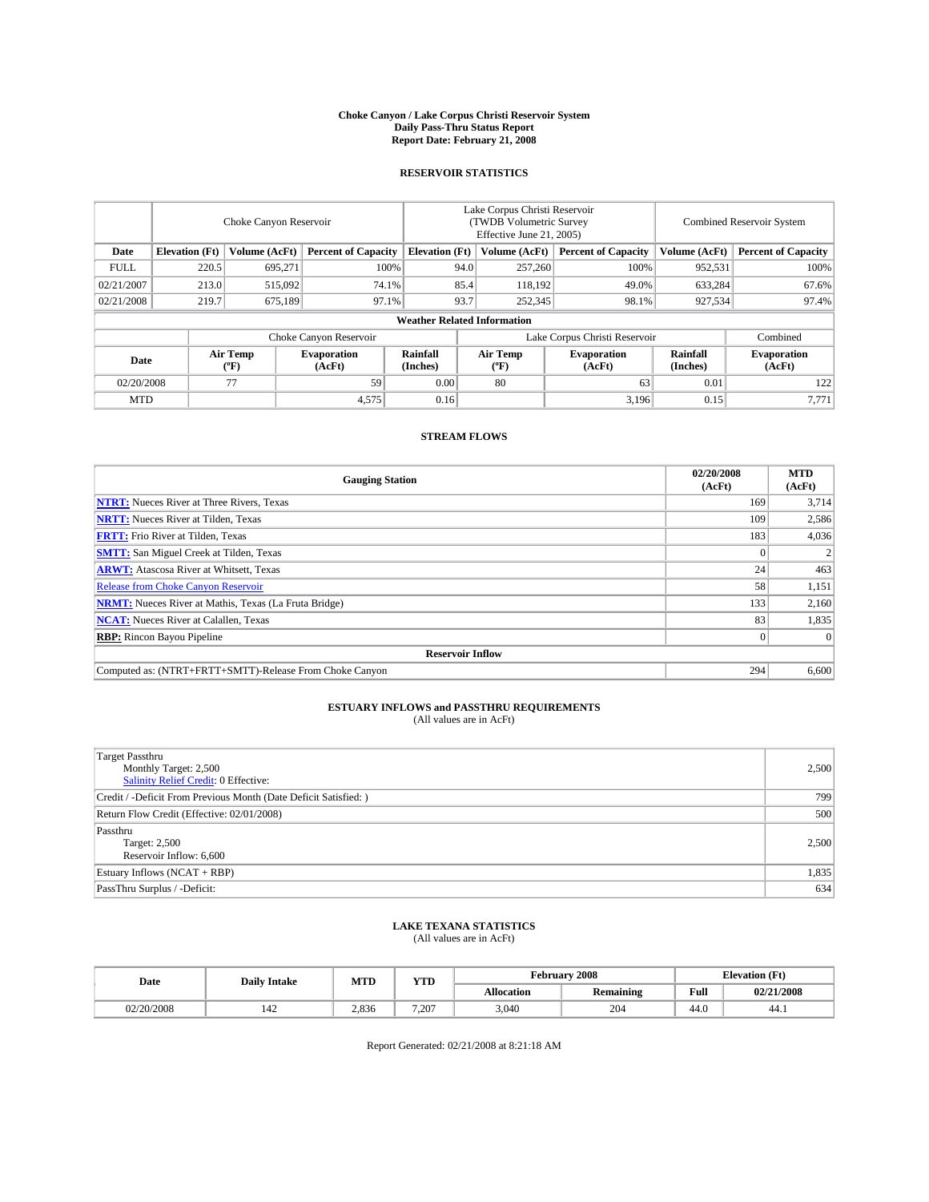# Choke Canyon / Lake Corpus Christi Reservoir System
## Daily Pass-Thru Status Report
### Report Date: February 21, 2008

## RESERVOIR STATISTICS

| | Choke Canyon Reservoir | | | Lake Corpus Christi Reservoir (TWDB Volumetric Survey Effective June 21, 2005) | | | Combined Reservoir System | |
|---|---|---|---|---|---|---|---|---|
| Date | Elevation (Ft) | Volume (AcFt) | Percent of Capacity | Elevation (Ft) | Volume (AcFt) | Percent of Capacity | Volume (AcFt) | Percent of Capacity |
| FULL | 220.5 | 695,271 | 100% | 94.0 | 257,260 | 100% | 952,531 | 100% |
| 02/21/2007 | 213.0 | 515,092 | 74.1% | 85.4 | 118,192 | 49.0% | 633,284 | 67.6% |
| 02/21/2008 | 219.7 | 675,189 | 97.1% | 93.7 | 252,345 | 98.1% | 927,534 | 97.4% |

**Weather Related Information**

| | Choke Canyon Reservoir | | | Lake Corpus Christi Reservoir | | | Combined |
|---|---|---|---|---|---|---|---|
| Date | Air Temp (°F) | Evaporation (AcFt) | Rainfall (Inches) | Air Temp (°F) | Evaporation (AcFt) | Rainfall (Inches) | Evaporation (AcFt) |
| 02/20/2008 | 77 | 59 | 0.00 | 80 | 63 | 0.01 | 122 |
| MTD | | 4,575 | 0.16 | | 3,196 | 0.15 | 7,771 |

## STREAM FLOWS

| Gauging Station | 02/20/2008 (AcFt) | MTD (AcFt) |
|---|---|---|
| **NTRT:** Nueces River at Three Rivers, Texas | 169 | 3,714 |
| **NRTT:** Nueces River at Tilden, Texas | 109 | 2,586 |
| **FRTT:** Frio River at Tilden, Texas | 183 | 4,036 |
| **SMTT:** San Miguel Creek at Tilden, Texas | 0 | 2 |
| **ARWT:** Atascosa River at Whitsett, Texas | 24 | 463 |
| Release from Choke Canyon Reservoir | 58 | 1,151 |
| **NRMT:** Nueces River at Mathis, Texas (La Fruta Bridge) | 133 | 2,160 |
| **NCAT:** Nueces River at Calallen, Texas | 83 | 1,835 |
| **RBP:** Rincon Bayou Pipeline | 0 | 0 |
| **Reservoir Inflow** | | |
| Computed as: (NTRT+FRTT+SMTT)-Release From Choke Canyon | 294 | 6,600 |

## ESTUARY INFLOWS and PASSTHRU REQUIREMENTS
(All values are in AcFt)

| | |
|---|---|
| Target Passthru<br>Monthly Target: 2,500<br>Salinity Relief Credit: 0 Effective: | 2,500 |
| Credit / -Deficit From Previous Month (Date Deficit Satisfied: ) | 799 |
| Return Flow Credit (Effective: 02/01/2008) | 500 |
| Passthru<br>Target: 2,500<br>Reservoir Inflow: 6,600 | 2,500 |
| Estuary Inflows (NCAT + RBP) | 1,835 |
| PassThru Surplus / -Deficit: | 634 |

## LAKE TEXANA STATISTICS
(All values are in AcFt)

| Date | Daily Intake | MTD | YTD | February 2008 | | Elevation (Ft) | |
|---|---|---|---|---|---|---|---|
| | | | | Allocation | Remaining | Full | 02/21/2008 |
| 02/20/2008 | 142 | 2,836 | 7,207 | 3,040 | 204 | 44.0 | 44.1 |

Report Generated: 02/21/2008 at 8:21:18 AM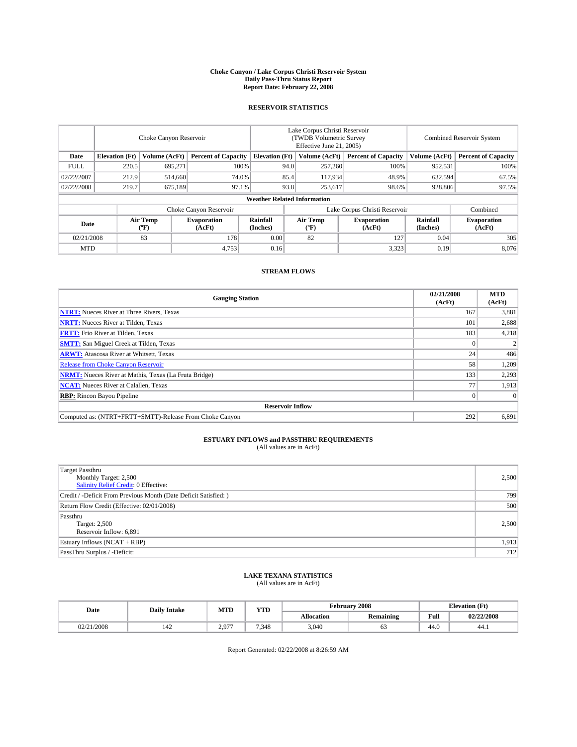# Choke Canyon / Lake Corpus Christi Reservoir System
## Daily Pass-Thru Status Report
### Report Date: February 22, 2008

## RESERVOIR STATISTICS

| | Choke Canyon Reservoir | | | Lake Corpus Christi Reservoir (TWDB Volumetric Survey Effective June 21, 2005) | | | Combined Reservoir System | |
|---|---|---|---|---|---|---|---|---|
| Date | Elevation (Ft) | Volume (AcFt) | Percent of Capacity | Elevation (Ft) | Volume (AcFt) | Percent of Capacity | Volume (AcFt) | Percent of Capacity |
| FULL | 220.5 | 695,271 | 100% | 94.0 | 257,260 | 100% | 952,531 | 100% |
| 02/22/2007 | 212.9 | 514,660 | 74.0% | 85.4 | 117,934 | 48.9% | 632,594 | 67.5% |
| 02/22/2008 | 219.7 | 675,189 | 97.1% | 93.8 | 253,617 | 98.6% | 928,806 | 97.5% |

**Weather Related Information**

| | Choke Canyon Reservoir | | | Lake Corpus Christi Reservoir | | | Combined |
|---|---|---|---|---|---|---|---|
| Date | Air Temp (°F) | Evaporation (AcFt) | Rainfall (Inches) | Air Temp (°F) | Evaporation (AcFt) | Rainfall (Inches) | Evaporation (AcFt) |
| 02/21/2008 | 83 | 178 | 0.00 | 82 | 127 | 0.04 | 305 |
| MTD | | 4,753 | 0.16 | | 3,323 | 0.19 | 8,076 |

## STREAM FLOWS

| Gauging Station | 02/21/2008 (AcFt) | MTD (AcFt) |
|---|---|---|
| **NTRT:** Nueces River at Three Rivers, Texas | 167 | 3,881 |
| **NRTT:** Nueces River at Tilden, Texas | 101 | 2,688 |
| **FRTT:** Frio River at Tilden, Texas | 183 | 4,218 |
| **SMTT:** San Miguel Creek at Tilden, Texas | 0 | 2 |
| **ARWT:** Atascosa River at Whitsett, Texas | 24 | 486 |
| Release from Choke Canyon Reservoir | 58 | 1,209 |
| **NRMT:** Nueces River at Mathis, Texas (La Fruta Bridge) | 133 | 2,293 |
| **NCAT:** Nueces River at Calallen, Texas | 77 | 1,913 |
| **RBP:** Rincon Bayou Pipeline | 0 | 0 |
| **Reservoir Inflow** | | |
| Computed as: (NTRT+FRTT+SMTT)-Release From Choke Canyon | 292 | 6,891 |

## ESTUARY INFLOWS and PASSTHRU REQUIREMENTS
(All values are in AcFt)

| | |
|---|---|
| Target Passthru<br>Monthly Target: 2,500<br>Salinity Relief Credit: 0 Effective: | 2,500 |
| Credit / -Deficit From Previous Month (Date Deficit Satisfied: ) | 799 |
| Return Flow Credit (Effective: 02/01/2008) | 500 |
| Passthru<br>Target: 2,500<br>Reservoir Inflow: 6,891 | 2,500 |
| Estuary Inflows (NCAT + RBP) | 1,913 |
| PassThru Surplus / -Deficit: | 712 |

## LAKE TEXANA STATISTICS
(All values are in AcFt)

| Date | Daily Intake | MTD | YTD | February 2008 | | Elevation (Ft) | |
|---|---|---|---|---|---|---|---|
| | | | | Allocation | Remaining | Full | 02/22/2008 |
| 02/21/2008 | 142 | 2,977 | 7,348 | 3,040 | 63 | 44.0 | 44.1 |

Report Generated: 02/22/2008 at 8:26:59 AM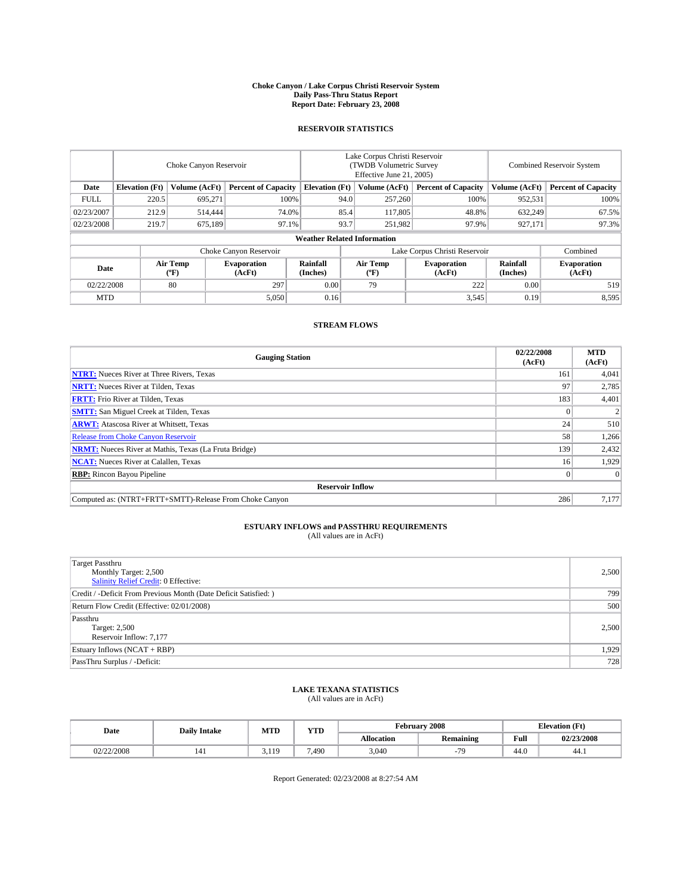# Choke Canyon / Lake Corpus Christi Reservoir System
## Daily Pass-Thru Status Report
## Report Date: February 23, 2008

### RESERVOIR STATISTICS

| | Choke Canyon Reservoir | | | Lake Corpus Christi Reservoir (TWDB Volumetric Survey Effective June 21, 2005) | | | Combined Reservoir System | |
|---|---|---|---|---|---|---|---|---|
| Date | Elevation (Ft) | Volume (AcFt) | Percent of Capacity | Elevation (Ft) | Volume (AcFt) | Percent of Capacity | Volume (AcFt) | Percent of Capacity |
| FULL | 220.5 | 695,271 | 100% | 94.0 | 257,260 | 100% | 952,531 | 100% |
| 02/23/2007 | 212.9 | 514,444 | 74.0% | 85.4 | 117,805 | 48.8% | 632,249 | 67.5% |
| 02/23/2008 | 219.7 | 675,189 | 97.1% | 93.7 | 251,982 | 97.9% | 927,171 | 97.3% |

**Weather Related Information**

| | Choke Canyon Reservoir | | | Lake Corpus Christi Reservoir | | | Combined |
|---|---|---|---|---|---|---|---|
| Date | Air Temp (ºF) | Evaporation (AcFt) | Rainfall (Inches) | Air Temp (ºF) | Evaporation (AcFt) | Rainfall (Inches) | Evaporation (AcFt) |
| 02/22/2008 | 80 | 297 | 0.00 | 79 | 222 | 0.00 | 519 |
| MTD | | 5,050 | 0.16 | | 3,545 | 0.19 | 8,595 |

### STREAM FLOWS

| Gauging Station | 02/22/2008 (AcFt) | MTD (AcFt) |
|---|---|---|
| **NTRT:** Nueces River at Three Rivers, Texas | 161 | 4,041 |
| **NRTT:** Nueces River at Tilden, Texas | 97 | 2,785 |
| **FRTT:** Frio River at Tilden, Texas | 183 | 4,401 |
| **SMTT:** San Miguel Creek at Tilden, Texas | 0 | 2 |
| **ARWT:** Atascosa River at Whitsett, Texas | 24 | 510 |
| Release from Choke Canyon Reservoir | 58 | 1,266 |
| **NRMT:** Nueces River at Mathis, Texas (La Fruta Bridge) | 139 | 2,432 |
| **NCAT:** Nueces River at Calallen, Texas | 16 | 1,929 |
| **RBP:** Rincon Bayou Pipeline | 0 | 0 |
| **Reservoir Inflow** | | |
| Computed as: (NTRT+FRTT+SMTT)-Release From Choke Canyon | 286 | 7,177 |

### ESTUARY INFLOWS and PASSTHRU REQUIREMENTS
(All values are in AcFt)

| | |
|---|---|
| Target Passthru<br>Monthly Target: 2,500<br>Salinity Relief Credit: 0 Effective: | 2,500 |
| Credit / -Deficit From Previous Month (Date Deficit Satisfied: ) | 799 |
| Return Flow Credit (Effective: 02/01/2008) | 500 |
| Passthru<br>Target: 2,500<br>Reservoir Inflow: 7,177 | 2,500 |
| Estuary Inflows (NCAT + RBP) | 1,929 |
| PassThru Surplus / -Deficit: | 728 |

### LAKE TEXANA STATISTICS
(All values are in AcFt)

| Date | Daily Intake | MTD | YTD | February 2008 | | Elevation (Ft) | |
|---|---|---|---|---|---|---|---|
| | | | | Allocation | Remaining | Full | 02/23/2008 |
| 02/22/2008 | 141 | 3,119 | 7,490 | 3,040 | -79 | 44.0 | 44.1 |

Report Generated: 02/23/2008 at 8:27:54 AM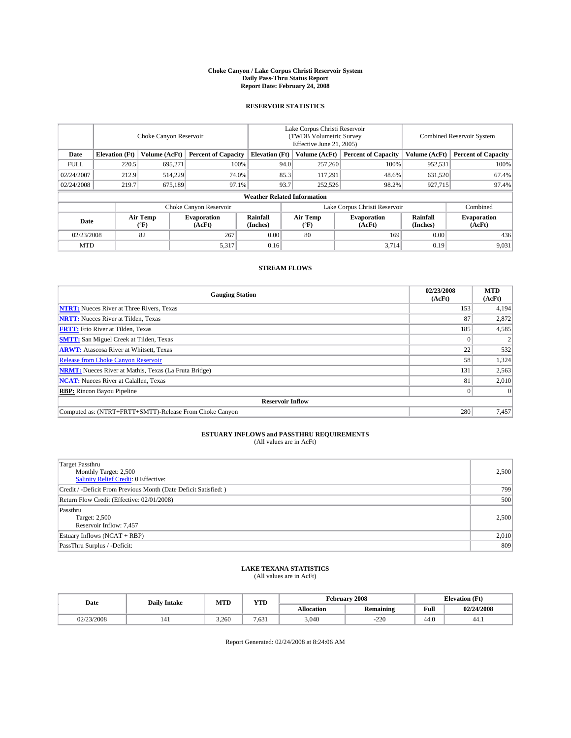**Choke Canyon / Lake Corpus Christi Reservoir System**
**Daily Pass-Thru Status Report**
**Report Date: February 24, 2008**

## RESERVOIR STATISTICS

| | Choke Canyon Reservoir | | | Lake Corpus Christi Reservoir (TWDB Volumetric Survey Effective June 21, 2005) | | | Combined Reservoir System | |
|---|---|---|---|---|---|---|---|---|
| **Date** | **Elevation (Ft)** | **Volume (AcFt)** | **Percent of Capacity** | **Elevation (Ft)** | **Volume (AcFt)** | **Percent of Capacity** | **Volume (AcFt)** | **Percent of Capacity** |
| FULL | 220.5 | 695,271 | 100% | 94.0 | 257,260 | 100% | 952,531 | 100% |
| 02/24/2007 | 212.9 | 514,229 | 74.0% | 85.3 | 117,291 | 48.6% | 631,520 | 67.4% |
| 02/24/2008 | 219.7 | 675,189 | 97.1% | 93.7 | 252,526 | 98.2% | 927,715 | 97.4% |

**Weather Related Information**

| | Choke Canyon Reservoir | | | Lake Corpus Christi Reservoir | | | Combined |
|---|---|---|---|---|---|---|---|
| **Date** | **Air Temp (ºF)** | **Evaporation (AcFt)** | **Rainfall (Inches)** | **Air Temp (ºF)** | **Evaporation (AcFt)** | **Rainfall (Inches)** | **Evaporation (AcFt)** |
| 02/23/2008 | 82 | 267 | 0.00 | 80 | 169 | 0.00 | 436 |
| MTD | | 5,317 | 0.16 | | 3,714 | 0.19 | 9,031 |

## STREAM FLOWS

| Gauging Station | 02/23/2008 (AcFt) | MTD (AcFt) |
|---|---|---|
| **NTRT:** Nueces River at Three Rivers, Texas | 153 | 4,194 |
| **NRTT:** Nueces River at Tilden, Texas | 87 | 2,872 |
| **FRTT:** Frio River at Tilden, Texas | 185 | 4,585 |
| **SMTT:** San Miguel Creek at Tilden, Texas | 0 | 2 |
| **ARWT:** Atascosa River at Whitsett, Texas | 22 | 532 |
| Release from Choke Canyon Reservoir | 58 | 1,324 |
| **NRMT:** Nueces River at Mathis, Texas (La Fruta Bridge) | 131 | 2,563 |
| **NCAT:** Nueces River at Calallen, Texas | 81 | 2,010 |
| **RBP:** Rincon Bayou Pipeline | 0 | 0 |
| **Reservoir Inflow** | | |
| Computed as: (NTRT+FRTT+SMTT)-Release From Choke Canyon | 280 | 7,457 |

## ESTUARY INFLOWS and PASSTHRU REQUIREMENTS

(All values are in AcFt)

| | |
|---|---|
| Target Passthru<br>Monthly Target: 2,500<br>Salinity Relief Credit: 0 Effective: | 2,500 |
| Credit / -Deficit From Previous Month (Date Deficit Satisfied: ) | 799 |
| Return Flow Credit (Effective: 02/01/2008) | 500 |
| Passthru<br>Target: 2,500<br>Reservoir Inflow: 7,457 | 2,500 |
| Estuary Inflows (NCAT + RBP) | 2,010 |
| PassThru Surplus / -Deficit: | 809 |

## LAKE TEXANA STATISTICS

(All values are in AcFt)

| Date | Daily Intake | MTD | YTD | February 2008 | | Elevation (Ft) | |
|---|---|---|---|---|---|---|---|
| | | | | **Allocation** | **Remaining** | **Full** | **02/24/2008** |
| 02/23/2008 | 141 | 3,260 | 7,631 | 3,040 | -220 | 44.0 | 44.1 |

Report Generated: 02/24/2008 at 8:24:06 AM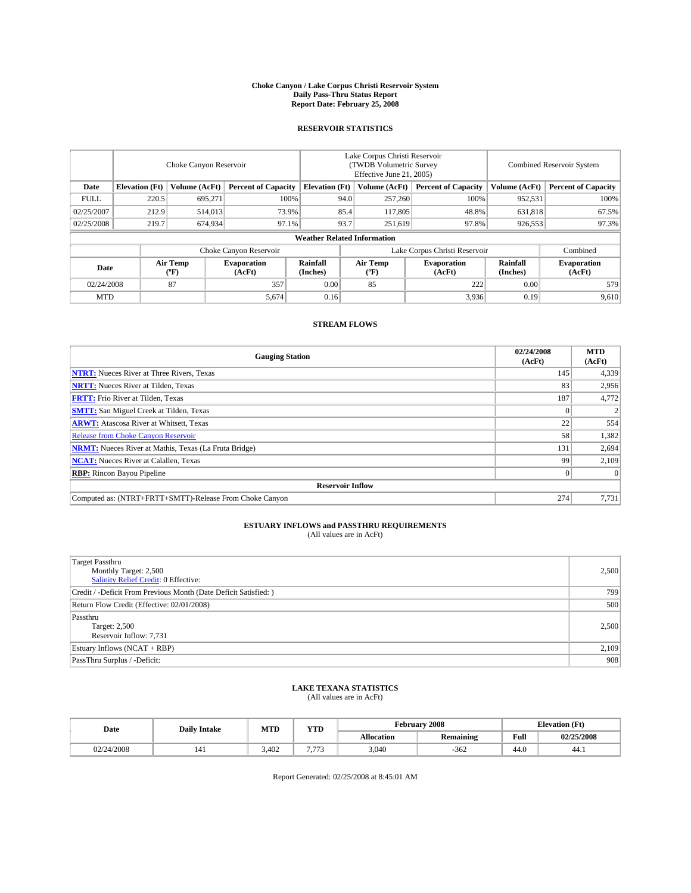# Choke Canyon / Lake Corpus Christi Reservoir System
## Daily Pass-Thru Status Report
## Report Date: February 25, 2008

### RESERVOIR STATISTICS

| | Choke Canyon Reservoir | | | Lake Corpus Christi Reservoir (TWDB Volumetric Survey Effective June 21, 2005) | | | Combined Reservoir System | |
|---|---|---|---|---|---|---|---|---|
| **Date** | **Elevation (Ft)** | **Volume (AcFt)** | **Percent of Capacity** | **Elevation (Ft)** | **Volume (AcFt)** | **Percent of Capacity** | **Volume (AcFt)** | **Percent of Capacity** |
| FULL | 220.5 | 695,271 | 100% | 94.0 | 257,260 | 100% | 952,531 | 100% |
| 02/25/2007 | 212.9 | 514,013 | 73.9% | 85.4 | 117,805 | 48.8% | 631,818 | 67.5% |
| 02/25/2008 | 219.7 | 674,934 | 97.1% | 93.7 | 251,619 | 97.8% | 926,553 | 97.3% |

**Weather Related Information**

| | Choke Canyon Reservoir | | | Lake Corpus Christi Reservoir | | | Combined |
|---|---|---|---|---|---|---|---|
| **Date** | **Air Temp (°F)** | **Evaporation (AcFt)** | **Rainfall (Inches)** | **Air Temp (°F)** | **Evaporation (AcFt)** | **Rainfall (Inches)** | **Evaporation (AcFt)** |
| 02/24/2008 | 87 | 357 | 0.00 | 85 | 222 | 0.00 | 579 |
| MTD | | 5,674 | 0.16 | | 3,936 | 0.19 | 9,610 |

### STREAM FLOWS

| Gauging Station | 02/24/2008 (AcFt) | MTD (AcFt) |
|---|---|---|
| **NTRT:** Nueces River at Three Rivers, Texas | 145 | 4,339 |
| **NRTT:** Nueces River at Tilden, Texas | 83 | 2,956 |
| **FRTT:** Frio River at Tilden, Texas | 187 | 4,772 |
| **SMTT:** San Miguel Creek at Tilden, Texas | 0 | 2 |
| **ARWT:** Atascosa River at Whitsett, Texas | 22 | 554 |
| Release from Choke Canyon Reservoir | 58 | 1,382 |
| **NRMT:** Nueces River at Mathis, Texas (La Fruta Bridge) | 131 | 2,694 |
| **NCAT:** Nueces River at Calallen, Texas | 99 | 2,109 |
| **RBP:** Rincon Bayou Pipeline | 0 | 0 |
| **Reservoir Inflow** | | |
| Computed as: (NTRT+FRTT+SMTT)-Release From Choke Canyon | 274 | 7,731 |

### ESTUARY INFLOWS and PASSTHRU REQUIREMENTS
(All values are in AcFt)

| | |
|---|---|
| Target Passthru<br>Monthly Target: 2,500<br>Salinity Relief Credit: 0 Effective: | 2,500 |
| Credit / -Deficit From Previous Month (Date Deficit Satisfied: ) | 799 |
| Return Flow Credit (Effective: 02/01/2008) | 500 |
| Passthru<br>Target: 2,500<br>Reservoir Inflow: 7,731 | 2,500 |
| Estuary Inflows (NCAT + RBP) | 2,109 |
| PassThru Surplus / -Deficit: | 908 |

### LAKE TEXANA STATISTICS
(All values are in AcFt)

| Date | Daily Intake | MTD | YTD | February 2008 | | Elevation (Ft) | |
|---|---|---|---|---|---|---|---|
| | | | | **Allocation** | **Remaining** | **Full** | **02/25/2008** |
| 02/24/2008 | 141 | 3,402 | 7,773 | 3,040 | -362 | 44.0 | 44.1 |

Report Generated: 02/25/2008 at 8:45:01 AM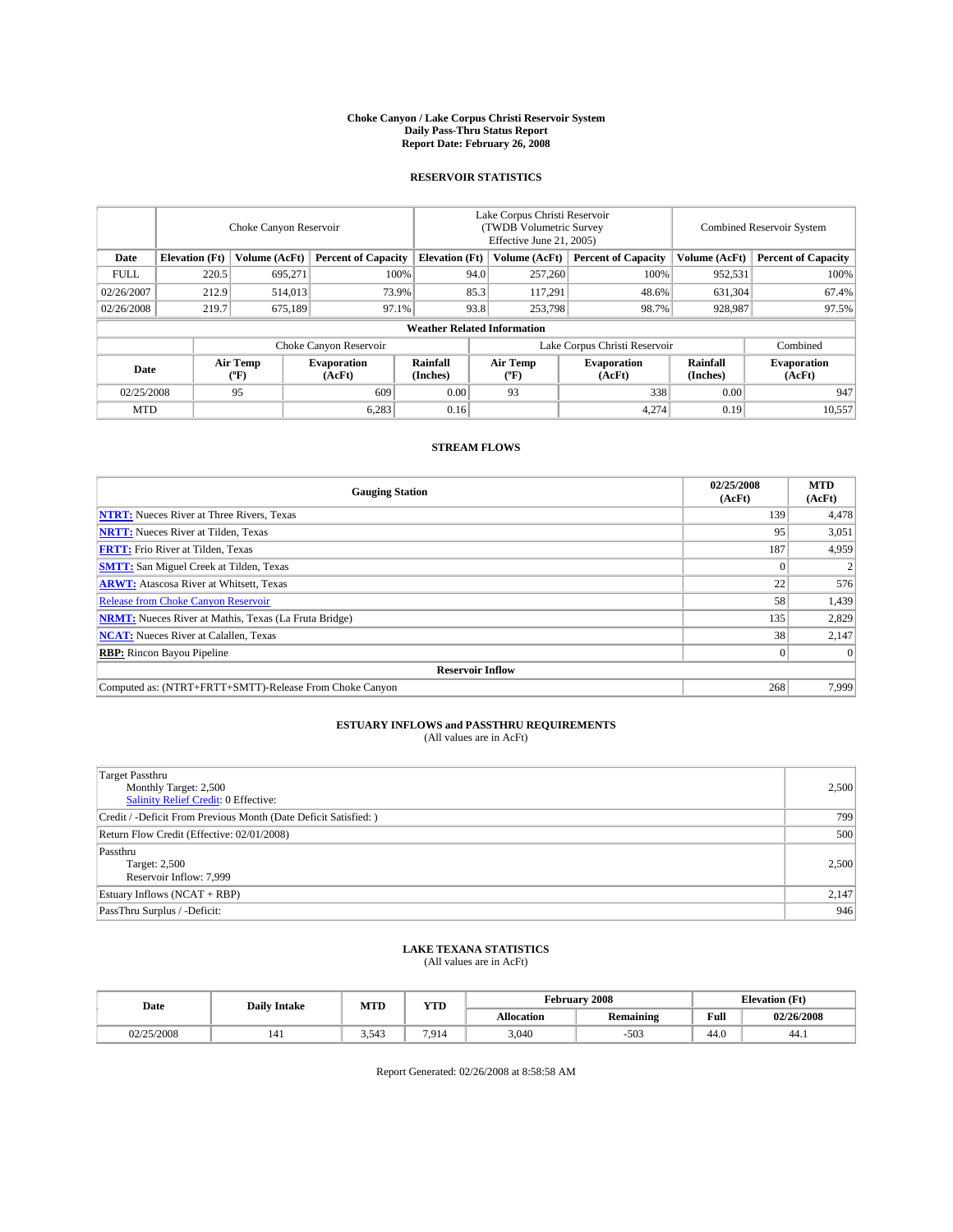# Choke Canyon / Lake Corpus Christi Reservoir System
## Daily Pass-Thru Status Report
### Report Date: February 26, 2008

## RESERVOIR STATISTICS

| | Choke Canyon Reservoir | | | Lake Corpus Christi Reservoir (TWDB Volumetric Survey Effective June 21, 2005) | | | Combined Reservoir System | |
|---|---|---|---|---|---|---|---|---|
| Date | Elevation (Ft) | Volume (AcFt) | Percent of Capacity | Elevation (Ft) | Volume (AcFt) | Percent of Capacity | Volume (AcFt) | Percent of Capacity |
| FULL | 220.5 | 695,271 | 100% | 94.0 | 257,260 | 100% | 952,531 | 100% |
| 02/26/2007 | 212.9 | 514,013 | 73.9% | 85.3 | 117,291 | 48.6% | 631,304 | 67.4% |
| 02/26/2008 | 219.7 | 675,189 | 97.1% | 93.8 | 253,798 | 98.7% | 928,987 | 97.5% |

### Weather Related Information

| | Choke Canyon Reservoir | | | Lake Corpus Christi Reservoir | | | Combined |
|---|---|---|---|---|---|---|---|
| Date | Air Temp (°F) | Evaporation (AcFt) | Rainfall (Inches) | Air Temp (°F) | Evaporation (AcFt) | Rainfall (Inches) | Evaporation (AcFt) |
| 02/25/2008 | 95 | 609 | 0.00 | 93 | 338 | 0.00 | 947 |
| MTD | | 6,283 | 0.16 | | 4,274 | 0.19 | 10,557 |

## STREAM FLOWS

| Gauging Station | 02/25/2008 (AcFt) | MTD (AcFt) |
|---|---|---|
| **NTRT:** Nueces River at Three Rivers, Texas | 139 | 4,478 |
| **NRTT:** Nueces River at Tilden, Texas | 95 | 3,051 |
| **FRTT:** Frio River at Tilden, Texas | 187 | 4,959 |
| **SMTT:** San Miguel Creek at Tilden, Texas | 0 | 2 |
| **ARWT:** Atascosa River at Whitsett, Texas | 22 | 576 |
| Release from Choke Canyon Reservoir | 58 | 1,439 |
| **NRMT:** Nueces River at Mathis, Texas (La Fruta Bridge) | 135 | 2,829 |
| **NCAT:** Nueces River at Calallen, Texas | 38 | 2,147 |
| **RBP:** Rincon Bayou Pipeline | 0 | 0 |
| **Reservoir Inflow** | | |
| Computed as: (NTRT+FRTT+SMTT)-Release From Choke Canyon | 268 | 7,999 |

## ESTUARY INFLOWS and PASSTHRU REQUIREMENTS
(All values are in AcFt)

| | |
|---|---|
| Target Passthru<br>Monthly Target: 2,500<br>Salinity Relief Credit: 0 Effective: | 2,500 |
| Credit / -Deficit From Previous Month (Date Deficit Satisfied: ) | 799 |
| Return Flow Credit (Effective: 02/01/2008) | 500 |
| Passthru<br>Target: 2,500<br>Reservoir Inflow: 7,999 | 2,500 |
| Estuary Inflows (NCAT + RBP) | 2,147 |
| PassThru Surplus / -Deficit: | 946 |

## LAKE TEXANA STATISTICS
(All values are in AcFt)

| Date | Daily Intake | MTD | YTD | February 2008 | | Elevation (Ft) | |
|---|---|---|---|---|---|---|---|
| | | | | Allocation | Remaining | Full | 02/26/2008 |
| 02/25/2008 | 141 | 3,543 | 7,914 | 3,040 | -503 | 44.0 | 44.1 |

Report Generated: 02/26/2008 at 8:58:58 AM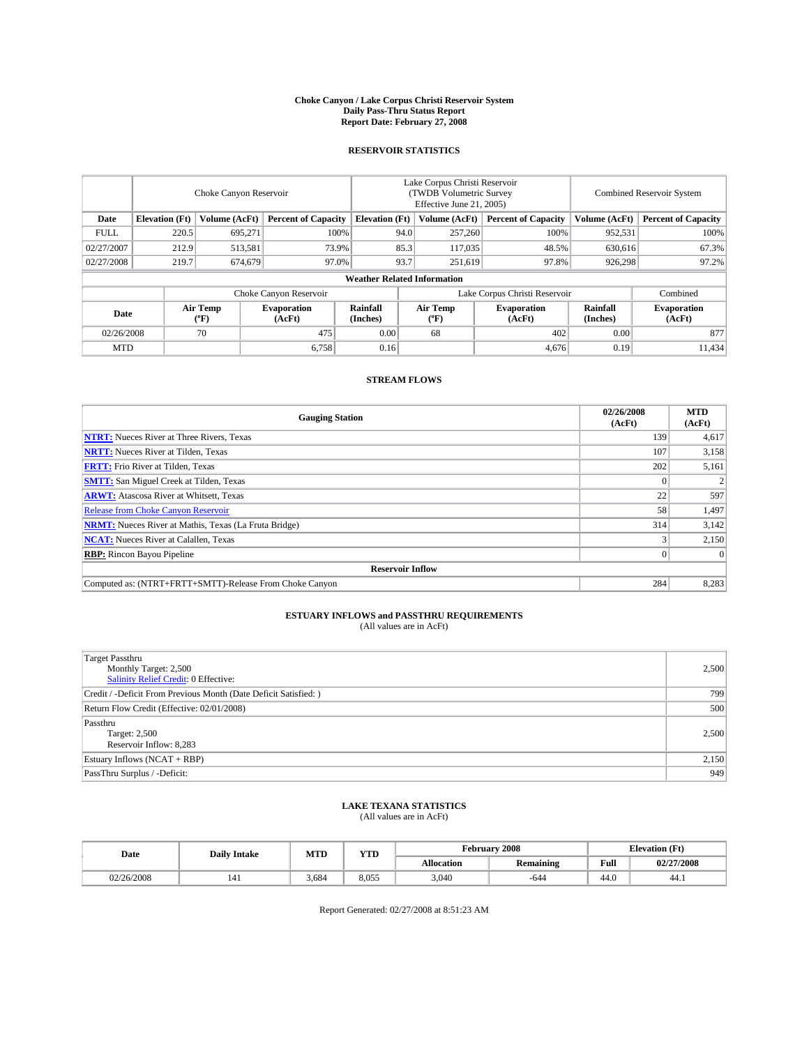# Choke Canyon / Lake Corpus Christi Reservoir System
## Daily Pass-Thru Status Report
## Report Date: February 27, 2008

### RESERVOIR STATISTICS

| | Choke Canyon Reservoir | | | Lake Corpus Christi Reservoir (TWDB Volumetric Survey Effective June 21, 2005) | | | Combined Reservoir System | |
|---|---|---|---|---|---|---|---|---|
| Date | Elevation (Ft) | Volume (AcFt) | Percent of Capacity | Elevation (Ft) | Volume (AcFt) | Percent of Capacity | Volume (AcFt) | Percent of Capacity |
| FULL | 220.5 | 695,271 | 100% | 94.0 | 257,260 | 100% | 952,531 | 100% |
| 02/27/2007 | 212.9 | 513,581 | 73.9% | 85.3 | 117,035 | 48.5% | 630,616 | 67.3% |
| 02/27/2008 | 219.7 | 674,679 | 97.0% | 93.7 | 251,619 | 97.8% | 926,298 | 97.2% |

**Weather Related Information**

| | Choke Canyon Reservoir | | | Lake Corpus Christi Reservoir | | | Combined |
|---|---|---|---|---|---|---|---|
| Date | Air Temp (ºF) | Evaporation (AcFt) | Rainfall (Inches) | Air Temp (ºF) | Evaporation (AcFt) | Rainfall (Inches) | Evaporation (AcFt) |
| 02/26/2008 | 70 | 475 | 0.00 | 68 | 402 | 0.00 | 877 |
| MTD | | 6,758 | 0.16 | | 4,676 | 0.19 | 11,434 |

### STREAM FLOWS

| Gauging Station | 02/26/2008 (AcFt) | MTD (AcFt) |
|---|---|---|
| **NTRT:** Nueces River at Three Rivers, Texas | 139 | 4,617 |
| **NRTT:** Nueces River at Tilden, Texas | 107 | 3,158 |
| **FRTT:** Frio River at Tilden, Texas | 202 | 5,161 |
| **SMTT:** San Miguel Creek at Tilden, Texas | 0 | 2 |
| **ARWT:** Atascosa River at Whitsett, Texas | 22 | 597 |
| Release from Choke Canyon Reservoir | 58 | 1,497 |
| **NRMT:** Nueces River at Mathis, Texas (La Fruta Bridge) | 314 | 3,142 |
| **NCAT:** Nueces River at Calallen, Texas | 3 | 2,150 |
| **RBP:** Rincon Bayou Pipeline | 0 | 0 |
| **Reservoir Inflow** | | |
| Computed as: (NTRT+FRTT+SMTT)-Release From Choke Canyon | 284 | 8,283 |

### ESTUARY INFLOWS and PASSTHRU REQUIREMENTS
(All values are in AcFt)

| | |
|---|---|
| Target Passthru<br>Monthly Target: 2,500<br>Salinity Relief Credit: 0 Effective: | 2,500 |
| Credit / -Deficit From Previous Month (Date Deficit Satisfied: ) | 799 |
| Return Flow Credit (Effective: 02/01/2008) | 500 |
| Passthru<br>Target: 2,500<br>Reservoir Inflow: 8,283 | 2,500 |
| Estuary Inflows (NCAT + RBP) | 2,150 |
| PassThru Surplus / -Deficit: | 949 |

### LAKE TEXANA STATISTICS
(All values are in AcFt)

| Date | Daily Intake | MTD | YTD | February 2008 | | Elevation (Ft) | |
|---|---|---|---|---|---|---|---|
| | | | | Allocation | Remaining | Full | 02/27/2008 |
| 02/26/2008 | 141 | 3,684 | 8,055 | 3,040 | -644 | 44.0 | 44.1 |

Report Generated: 02/27/2008 at 8:51:23 AM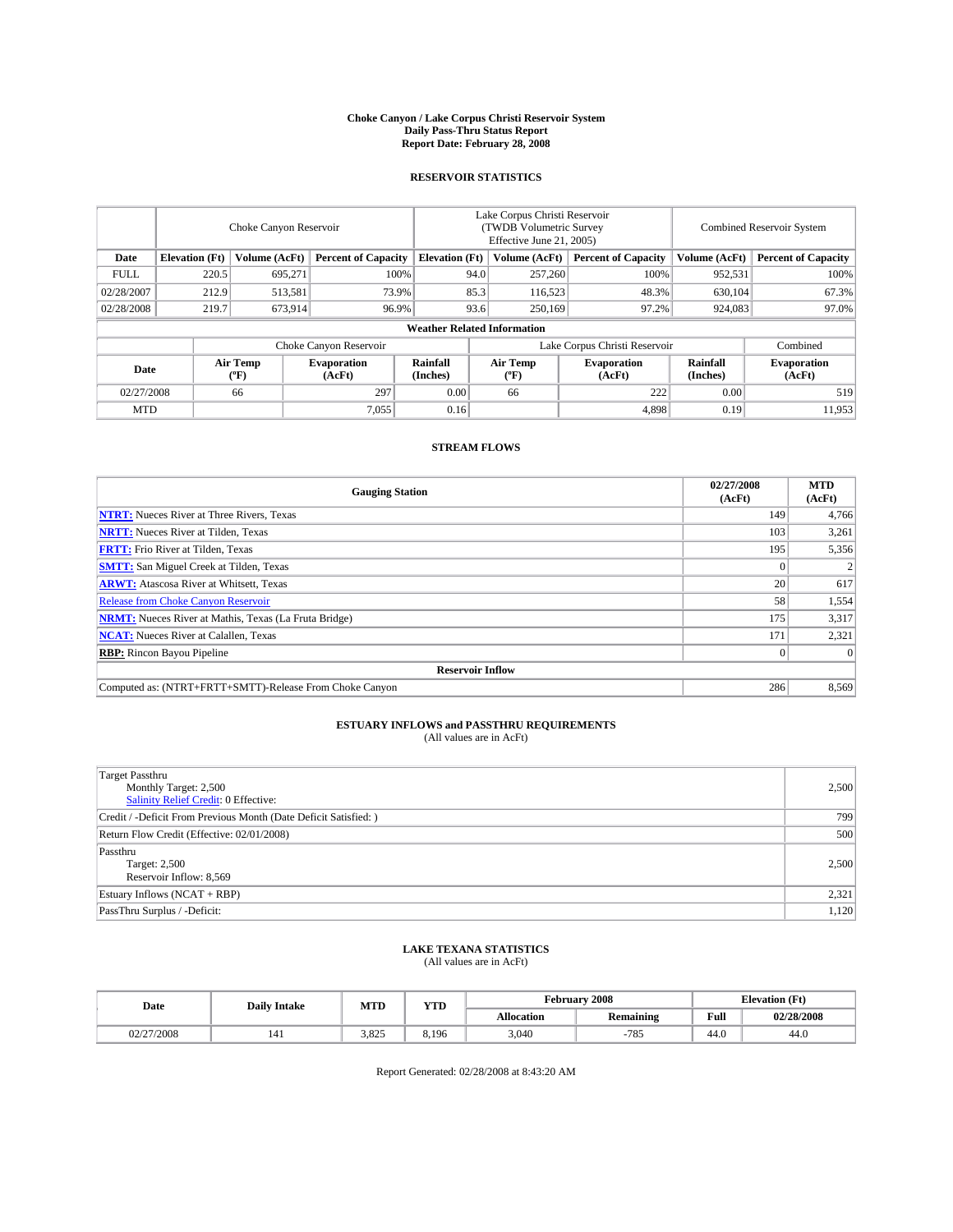# Choke Canyon / Lake Corpus Christi Reservoir System
## Daily Pass-Thru Status Report
## Report Date: February 28, 2008

### RESERVOIR STATISTICS

| | Choke Canyon Reservoir | | | Lake Corpus Christi Reservoir (TWDB Volumetric Survey Effective June 21, 2005) | | | Combined Reservoir System | |
|---|---|---|---|---|---|---|---|---|
| Date | Elevation (Ft) | Volume (AcFt) | Percent of Capacity | Elevation (Ft) | Volume (AcFt) | Percent of Capacity | Volume (AcFt) | Percent of Capacity |
| FULL | 220.5 | 695,271 | 100% | 94.0 | 257,260 | 100% | 952,531 | 100% |
| 02/28/2007 | 212.9 | 513,581 | 73.9% | 85.3 | 116,523 | 48.3% | 630,104 | 67.3% |
| 02/28/2008 | 219.7 | 673,914 | 96.9% | 93.6 | 250,169 | 97.2% | 924,083 | 97.0% |

**Weather Related Information**

| | Choke Canyon Reservoir | | | Lake Corpus Christi Reservoir | | | Combined |
|---|---|---|---|---|---|---|---|
| Date | Air Temp (ºF) | Evaporation (AcFt) | Rainfall (Inches) | Air Temp (ºF) | Evaporation (AcFt) | Rainfall (Inches) | Evaporation (AcFt) |
| 02/27/2008 | 66 | 297 | 0.00 | 66 | 222 | 0.00 | 519 |
| MTD | | 7,055 | 0.16 | | 4,898 | 0.19 | 11,953 |

### STREAM FLOWS

| Gauging Station | 02/27/2008 (AcFt) | MTD (AcFt) |
|---|---|---|
| **NTRT:** Nueces River at Three Rivers, Texas | 149 | 4,766 |
| **NRTT:** Nueces River at Tilden, Texas | 103 | 3,261 |
| **FRTT:** Frio River at Tilden, Texas | 195 | 5,356 |
| **SMTT:** San Miguel Creek at Tilden, Texas | 0 | 2 |
| **ARWT:** Atascosa River at Whitsett, Texas | 20 | 617 |
| Release from Choke Canyon Reservoir | 58 | 1,554 |
| **NRMT:** Nueces River at Mathis, Texas (La Fruta Bridge) | 175 | 3,317 |
| **NCAT:** Nueces River at Calallen, Texas | 171 | 2,321 |
| **RBP:** Rincon Bayou Pipeline | 0 | 0 |
| **Reservoir Inflow** | | |
| Computed as: (NTRT+FRTT+SMTT)-Release From Choke Canyon | 286 | 8,569 |

### ESTUARY INFLOWS and PASSTHRU REQUIREMENTS
(All values are in AcFt)

| | |
|---|---|
| Target Passthru<br>Monthly Target: 2,500<br>Salinity Relief Credit: 0 Effective: | 2,500 |
| Credit / -Deficit From Previous Month (Date Deficit Satisfied: ) | 799 |
| Return Flow Credit (Effective: 02/01/2008) | 500 |
| Passthru<br>Target: 2,500<br>Reservoir Inflow: 8,569 | 2,500 |
| Estuary Inflows (NCAT + RBP) | 2,321 |
| PassThru Surplus / -Deficit: | 1,120 |

### LAKE TEXANA STATISTICS
(All values are in AcFt)

| Date | Daily Intake | MTD | YTD | February 2008 | | Elevation (Ft) | |
|---|---|---|---|---|---|---|---|
| | | | | Allocation | Remaining | Full | 02/28/2008 |
| 02/27/2008 | 141 | 3,825 | 8,196 | 3,040 | -785 | 44.0 | 44.0 |

Report Generated: 02/28/2008 at 8:43:20 AM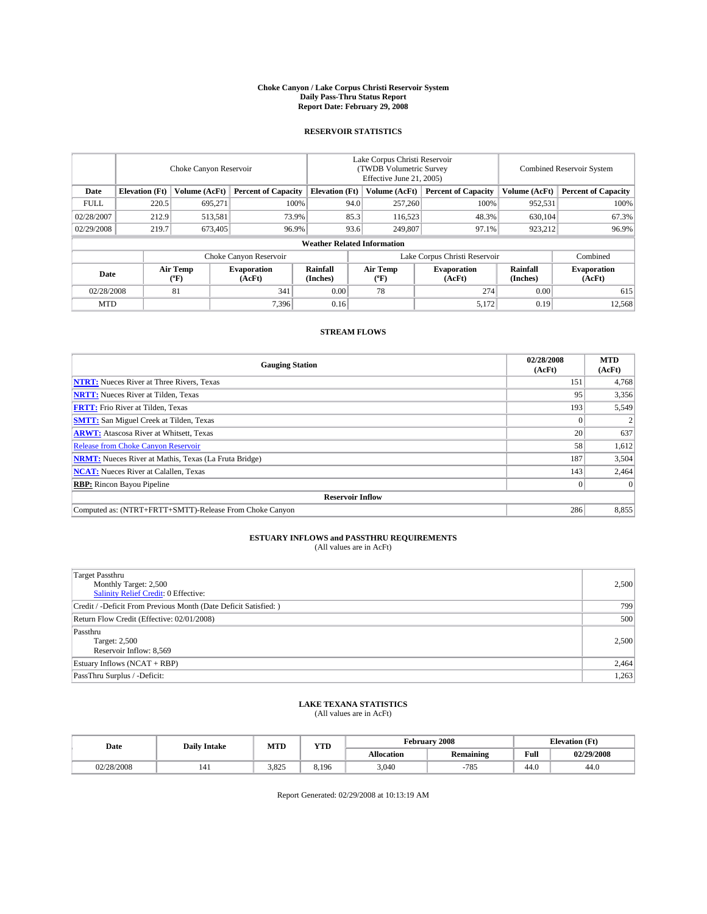**Choke Canyon / Lake Corpus Christi Reservoir System**
**Daily Pass-Thru Status Report**
**Report Date: February 29, 2008**

## RESERVOIR STATISTICS

| | Choke Canyon Reservoir | | | Lake Corpus Christi Reservoir (TWDB Volumetric Survey Effective June 21, 2005) | | | Combined Reservoir System | |
|---|---|---|---|---|---|---|---|---|
| Date | Elevation (Ft) | Volume (AcFt) | Percent of Capacity | Elevation (Ft) | Volume (AcFt) | Percent of Capacity | Volume (AcFt) | Percent of Capacity |
| FULL | 220.5 | 695,271 | 100% | 94.0 | 257,260 | 100% | 952,531 | 100% |
| 02/28/2007 | 212.9 | 513,581 | 73.9% | 85.3 | 116,523 | 48.3% | 630,104 | 67.3% |
| 02/29/2008 | 219.7 | 673,405 | 96.9% | 93.6 | 249,807 | 97.1% | 923,212 | 96.9% |

**Weather Related Information**

| | Choke Canyon Reservoir | | | Lake Corpus Christi Reservoir | | | Combined |
|---|---|---|---|---|---|---|---|
| Date | Air Temp (°F) | Evaporation (AcFt) | Rainfall (Inches) | Air Temp (°F) | Evaporation (AcFt) | Rainfall (Inches) | Evaporation (AcFt) |
| 02/28/2008 | 81 | 341 | 0.00 | 78 | 274 | 0.00 | 615 |
| MTD | | 7,396 | 0.16 | | 5,172 | 0.19 | 12,568 |

## STREAM FLOWS

| Gauging Station | 02/28/2008 (AcFt) | MTD (AcFt) |
|---|---|---|
| **NTRT:** Nueces River at Three Rivers, Texas | 151 | 4,768 |
| **NRTT:** Nueces River at Tilden, Texas | 95 | 3,356 |
| **FRTT:** Frio River at Tilden, Texas | 193 | 5,549 |
| **SMTT:** San Miguel Creek at Tilden, Texas | 0 | 2 |
| **ARWT:** Atascosa River at Whitsett, Texas | 20 | 637 |
| Release from Choke Canyon Reservoir | 58 | 1,612 |
| **NRMT:** Nueces River at Mathis, Texas (La Fruta Bridge) | 187 | 3,504 |
| **NCAT:** Nueces River at Calallen, Texas | 143 | 2,464 |
| **RBP:** Rincon Bayou Pipeline | 0 | 0 |
| **Reservoir Inflow** | | |
| Computed as: (NTRT+FRTT+SMTT)-Release From Choke Canyon | 286 | 8,855 |

## ESTUARY INFLOWS and PASSTHRU REQUIREMENTS
(All values are in AcFt)

| | |
|---|---|
| Target Passthru<br>Monthly Target: 2,500<br>Salinity Relief Credit: 0 Effective: | 2,500 |
| Credit / -Deficit From Previous Month (Date Deficit Satisfied: ) | 799 |
| Return Flow Credit (Effective: 02/01/2008) | 500 |
| Passthru<br>Target: 2,500<br>Reservoir Inflow: 8,569 | 2,500 |
| Estuary Inflows (NCAT + RBP) | 2,464 |
| PassThru Surplus / -Deficit: | 1,263 |

## LAKE TEXANA STATISTICS
(All values are in AcFt)

| Date | Daily Intake | MTD | YTD | February 2008 | | Elevation (Ft) | |
|---|---|---|---|---|---|---|---|
| | | | | Allocation | Remaining | Full | 02/29/2008 |
| 02/28/2008 | 141 | 3,825 | 8,196 | 3,040 | -785 | 44.0 | 44.0 |

Report Generated: 02/29/2008 at 10:13:19 AM